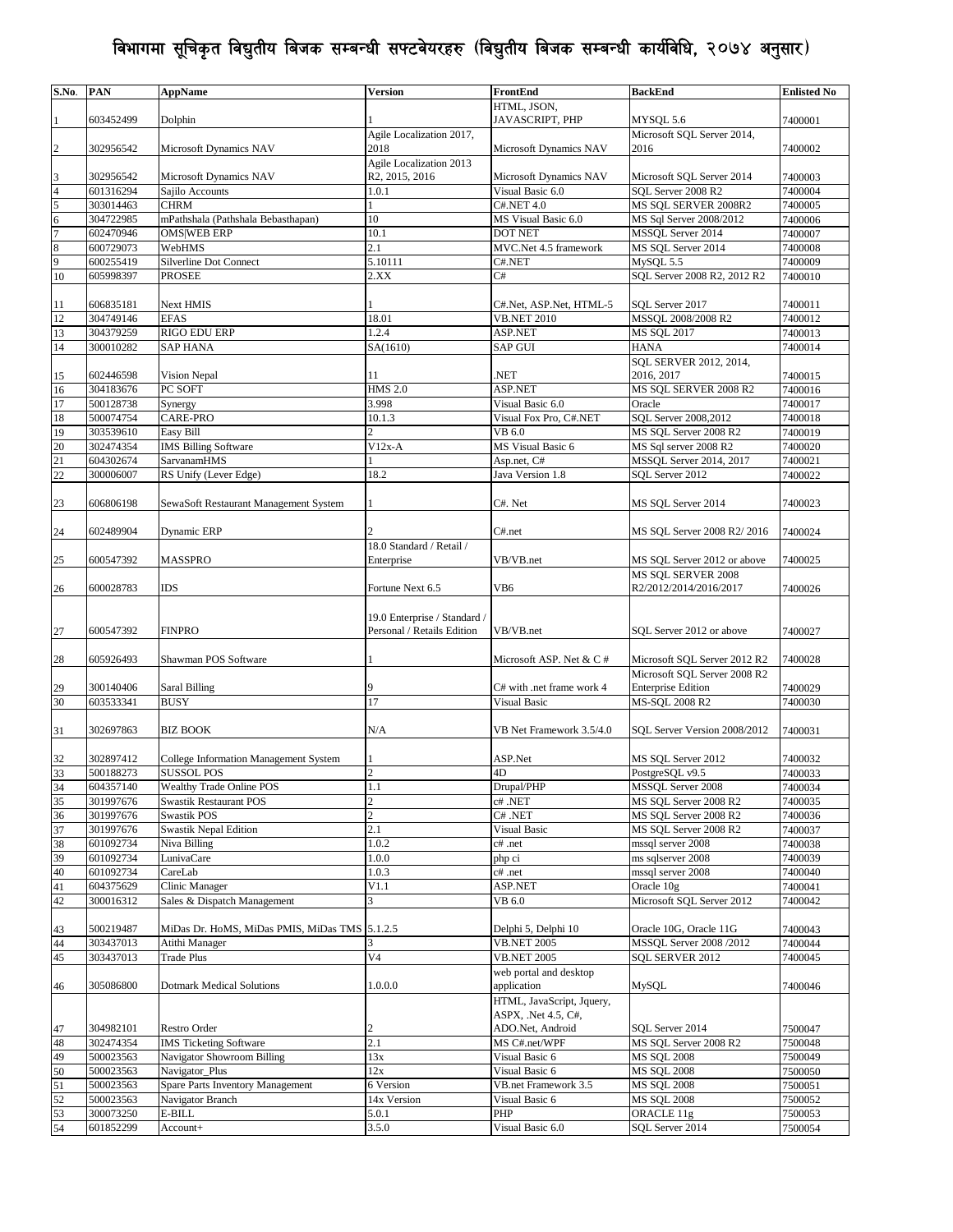# विभागमा सूचिकृत विद्युतीय बिजक सम्बन्धी सफ्टवेयरहरु (विद्युतीय बिजक सम्बन्धी कार्यविधि, २०७४ अनुसार)

| S.No. | PAN | AppName | Version | FrontEnd | BackEnd | Enlisted No |
|---|---|---|---|---|---|---|
| 1 | 603452499 | Dolphin | 1 | HTML, JSON, JAVASCRIPT, PHP | MYSQL 5.6 | 7400001 |
| 2 | 302956542 | Microsoft Dynamics NAV | Agile Localization 2017, 2018 | Microsoft Dynamics NAV | Microsoft SQL Server 2014, 2016 | 7400002 |
| 3 | 302956542 | Microsoft Dynamics NAV | Agile Localization 2013 R2, 2015, 2016 | Microsoft Dynamics NAV | Microsoft SQL Server 2014 | 7400003 |
| 4 | 601316294 | Sajilo Accounts | 1.0.1 | Visual Basic 6.0 | SQL Server 2008 R2 | 7400004 |
| 5 | 303014463 | CHRM | 1 | C#.NET 4.0 | MS SQL SERVER 2008R2 | 7400005 |
| 6 | 304722985 | mPathshala (Pathshala Bebasthapan) | 10 | MS Visual Basic 6.0 | MS Sql Server 2008/2012 | 7400006 |
| 7 | 602470946 | OMS\|WEB ERP | 10.1 | DOT NET | MSSQL Server 2014 | 7400007 |
| 8 | 600729073 | WebHMS | 2.1 | MVC.Net 4.5 framework | MS SQL Server 2014 | 7400008 |
| 9 | 600255419 | Silverline Dot Connect | 5.10111 | C#.NET | MySQL 5.5 | 7400009 |
| 10 | 605998397 | PROSEE | 2.XX | C# | SQL Server 2008 R2, 2012 R2 | 7400010 |
| 11 | 606835181 | Next HMIS | 1 | C#.Net, ASP.Net, HTML-5 | SQL Server 2017 | 7400011 |
| 12 | 304749146 | EFAS | 18.01 | VB.NET 2010 | MSSQL 2008/2008 R2 | 7400012 |
| 13 | 304379259 | RIGO EDU ERP | 1.2.4 | ASP.NET | MS SQL 2017 | 7400013 |
| 14 | 300010282 | SAP HANA | SA(1610) | SAP GUI | HANA | 7400014 |
| 15 | 602446598 | Vision Nepal | 11 | .NET | SQL SERVER 2012, 2014, 2016, 2017 | 7400015 |
| 16 | 304183676 | PC SOFT | HMS 2.0 | ASP.NET | MS SQL SERVER 2008 R2 | 7400016 |
| 17 | 500128738 | Synergy | 3.998 | Visual Basic 6.0 | Oracle | 7400017 |
| 18 | 500074754 | CARE-PRO | 10.1.3 | Visual Fox Pro, C#.NET | SQL Server 2008,2012 | 7400018 |
| 19 | 303539610 | Easy Bill | 2 | VB 6.0 | MS SQL Server 2008 R2 | 7400019 |
| 20 | 302474354 | IMS Billing Software | V12x-A | MS Visual Basic 6 | MS Sql server 2008 R2 | 7400020 |
| 21 | 604302674 | SarvanamHMS | 1 | Asp.net, C# | MSSQL Server 2014, 2017 | 7400021 |
| 22 | 300006007 | RS Unify (Lever Edge) | 18.2 | Java Version 1.8 | SQL Server 2012 | 7400022 |
| 23 | 606806198 | SewaSoft Restaurant Management System | 1 | C#. Net | MS SQL Server 2014 | 7400023 |
| 24 | 602489904 | Dynamic ERP | 2 | C#.net | MS SQL Server 2008 R2/ 2016 | 7400024 |
| 25 | 600547392 | MASSPRO | 18.0 Standard / Retail / Enterprise | VB/VB.net | MS SQL Server 2012 or above | 7400025 |
| 26 | 600028783 | IDS | Fortune Next 6.5 | VB6 | MS SQL SERVER 2008 R2/2012/2014/2016/2017 | 7400026 |
| 27 | 600547392 | FINPRO | 19.0 Enterprise / Standard / Personal / Retails Edition | VB/VB.net | SQL Server 2012 or above | 7400027 |
| 28 | 605926493 | Shawman POS Software | 1 | Microsoft ASP. Net & C # | Microsoft SQL Server 2012 R2 | 7400028 |
| 29 | 300140406 | Saral Billing | 9 | C# with .net frame work 4 | Microsoft SQL Server 2008 R2 Enterprise Edition | 7400029 |
| 30 | 603533341 | BUSY | 17 | Visual Basic | MS-SQL 2008 R2 | 7400030 |
| 31 | 302697863 | BIZ BOOK | N/A | VB Net Framework 3.5/4.0 | SQL Server Version 2008/2012 | 7400031 |
| 32 | 302897412 | College Information Management System | 1 | ASP.Net | MS SQL Server 2012 | 7400032 |
| 33 | 500188273 | SUSSOL POS | 2 | 4D | PostgreSQL v9.5 | 7400033 |
| 34 | 604357140 | Wealthy Trade Online POS | 1.1 | Drupal/PHP | MSSQL Server 2008 | 7400034 |
| 35 | 301997676 | Swastik Restaurant POS | 2 | c# .NET | MS SQL Server 2008 R2 | 7400035 |
| 36 | 301997676 | Swastik POS | 2 | C# .NET | MS SQL Server 2008 R2 | 7400036 |
| 37 | 301997676 | Swastik Nepal Edition | 2.1 | Visual Basic | MS SQL Server 2008 R2 | 7400037 |
| 38 | 601092734 | Niva Billing | 1.0.2 | c# .net | mssql server 2008 | 7400038 |
| 39 | 601092734 | LunivaCare | 1.0.0 | php ci | ms sqlserver 2008 | 7400039 |
| 40 | 601092734 | CareLab | 1.0.3 | c# .net | mssql server 2008 | 7400040 |
| 41 | 604375629 | Clinic Manager | V1.1 | ASP.NET | Oracle 10g | 7400041 |
| 42 | 300016312 | Sales & Dispatch Management | 3 | VB 6.0 | Microsoft SQL Server 2012 | 7400042 |
| 43 | 500219487 | MiDas Dr. HoMS, MiDas PMIS, MiDas TMS | 5.1.2.5 | Delphi 5, Delphi 10 | Oracle 10G, Oracle 11G | 7400043 |
| 44 | 303437013 | Atithi Manager | 3 | VB.NET 2005 | MSSQL Server 2008 /2012 | 7400044 |
| 45 | 303437013 | Trade Plus | V4 | VB.NET 2005 | SQL SERVER 2012 | 7400045 |
| 46 | 305086800 | Dotmark Medical Solutions | 1.0.0.0 | web portal and desktop application | MySQL | 7400046 |
| 47 | 304982101 | Restro Order | 2 | HTML, JavaScript, Jquery, ASPX, .Net 4.5, C#, ADO.Net, Android | SQL Server 2014 | 7500047 |
| 48 | 302474354 | IMS Ticketing Software | 2.1 | MS C#.net/WPF | MS SQL Server 2008 R2 | 7500048 |
| 49 | 500023563 | Navigator Showroom Billing | 13x | Visual Basic 6 | MS SQL 2008 | 7500049 |
| 50 | 500023563 | Navigator_Plus | 12x | Visual Basic 6 | MS SQL 2008 | 7500050 |
| 51 | 500023563 | Spare Parts Inventory Management | 6 Version | VB.net Framework 3.5 | MS SQL 2008 | 7500051 |
| 52 | 500023563 | Navigator Branch | 14x Version | Visual Basic 6 | MS SQL 2008 | 7500052 |
| 53 | 300073250 | E-BILL | 5.0.1 | PHP | ORACLE 11g | 7500053 |
| 54 | 601852299 | Account+ | 3.5.0 | Visual Basic 6.0 | SQL Server 2014 | 7500054 |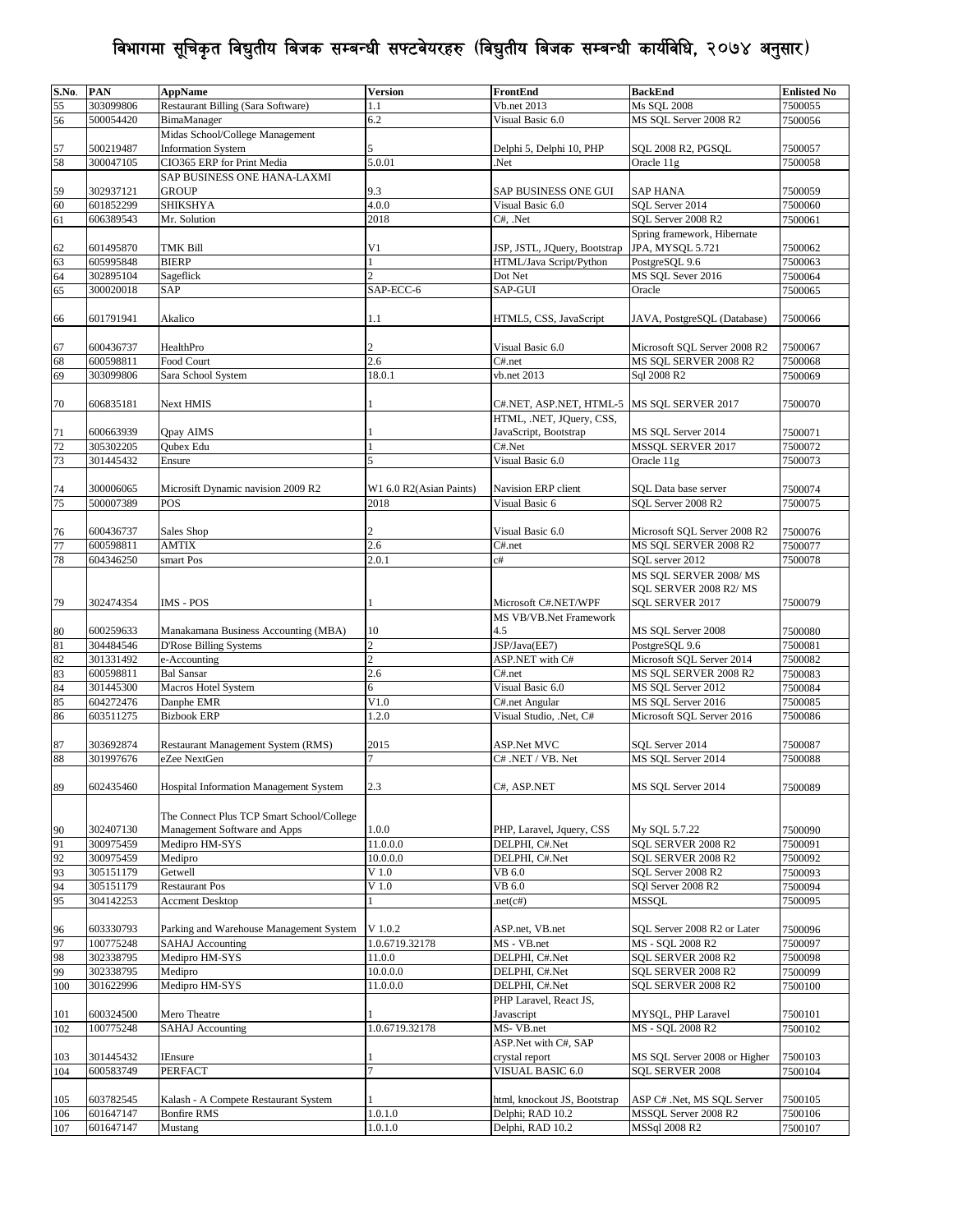# विभागमा सूचिकृत विद्युतीय बिजक सम्बन्धी सफ्टवेयरहरु (विद्युतीय बिजक सम्बन्धी कार्यविधि, २०७४ अनुसार)

| S.No. | PAN | AppName | Version | FrontEnd | BackEnd | Enlisted No |
|---|---|---|---|---|---|---|
| 55 | 303099806 | Restaurant Billing (Sara Software) | 1.1 | Vb.net 2013 | Ms SQL 2008 | 7500055 |
| 56 | 500054420 | BimaManager | 6.2 | Visual Basic 6.0 | MS SQL Server 2008 R2 | 7500056 |
| 57 | 500219487 | Midas School/College Management Information System | 5 | Delphi 5, Delphi 10, PHP | SQL 2008 R2, PGSQL | 7500057 |
| 58 | 300047105 | CIO365 ERP for Print Media | 5.0.01 | .Net | Oracle 11g | 7500058 |
| 59 | 302937121 | SAP BUSINESS ONE HANA-LAXMI GROUP | 9.3 | SAP BUSINESS ONE GUI | SAP HANA | 7500059 |
| 60 | 601852299 | SHIKSHYA | 4.0.0 | Visual Basic 6.0 | SQL Server 2014 | 7500060 |
| 61 | 606389543 | Mr. Solution | 2018 | C#, .Net | SQL Server 2008 R2 | 7500061 |
| 62 | 601495870 | TMK Bill | V1 | JSP, JSTL, JQuery, Bootstrap | Spring framework, Hibernate JPA, MYSQL 5.721 | 7500062 |
| 63 | 605995848 | BIERP | 1 | HTML/Java Script/Python | PostgreSQL 9.6 | 7500063 |
| 64 | 302895104 | Sageflick | 2 | Dot Net | MS SQL Sever 2016 | 7500064 |
| 65 | 300020018 | SAP | SAP-ECC-6 | SAP-GUI | Oracle | 7500065 |
| 66 | 601791941 | Akalico | 1.1 | HTML5, CSS, JavaScript | JAVA, PostgreSQL (Database) | 7500066 |
| 67 | 600436737 | HealthPro | 2 | Visual Basic 6.0 | Microsoft SQL Server 2008 R2 | 7500067 |
| 68 | 600598811 | Food Court | 2.6 | C#.net | MS SQL SERVER 2008 R2 | 7500068 |
| 69 | 303099806 | Sara School System | 18.0.1 | vb.net 2013 | Sql 2008 R2 | 7500069 |
| 70 | 606835181 | Next HMIS | 1 | C#.NET, ASP.NET, HTML-5 | MS SQL SERVER 2017 | 7500070 |
| 71 | 600663939 | Qpay AIMS | 1 | HTML, .NET, JQuery, CSS, JavaScript, Bootstrap | MS SQL Server 2014 | 7500071 |
| 72 | 305302205 | Qubex Edu | 1 | C#.Net | MSSQL SERVER 2017 | 7500072 |
| 73 | 301445432 | Ensure | 5 | Visual Basic 6.0 | Oracle 11g | 7500073 |
| 74 | 300006065 | Microsift Dynamic navision 2009 R2 | W1 6.0 R2(Asian Paints) | Navision ERP client | SQL Data base server | 7500074 |
| 75 | 500007389 | POS | 2018 | Visual Basic 6 | SQL Server 2008 R2 | 7500075 |
| 76 | 600436737 | Sales Shop | 2 | Visual Basic 6.0 | Microsoft SQL Server 2008 R2 | 7500076 |
| 77 | 600598811 | AMTIX | 2.6 | C#.net | MS SQL SERVER 2008 R2 | 7500077 |
| 78 | 604346250 | smart Pos | 2.0.1 | c# | SQL server 2012 | 7500078 |
| 79 | 302474354 | IMS - POS | 1 | Microsoft C#.NET/WPF | MS SQL SERVER 2008/ MS SQL SERVER 2008 R2/ MS SQL SERVER 2017 | 7500079 |
| 80 | 600259633 | Manakamana Business Accounting (MBA) | 10 | MS VB/VB.Net Framework 4.5 | MS SQL Server 2008 | 7500080 |
| 81 | 304484546 | D'Rose Billing Systems | 2 | JSP/Java(EE7) | PostgreSQL 9.6 | 7500081 |
| 82 | 301331492 | e-Accounting | 2 | ASP.NET with C# | Microsoft SQL Server 2014 | 7500082 |
| 83 | 600598811 | Bal Sansar | 2.6 | C#.net | MS SQL SERVER 2008 R2 | 7500083 |
| 84 | 301445300 | Macros Hotel System | 6 | Visual Basic 6.0 | MS SQL Server 2012 | 7500084 |
| 85 | 604272476 | Danphe EMR | V1.0 | C#.net Angular | MS SQL Server 2016 | 7500085 |
| 86 | 603511275 | Bizbook ERP | 1.2.0 | Visual Studio, .Net, C# | Microsoft SQL Server 2016 | 7500086 |
| 87 | 303692874 | Restaurant Management System (RMS) | 2015 | ASP.Net MVC | SQL Server 2014 | 7500087 |
| 88 | 301997676 | eZee NextGen | 7 | C# .NET / VB. Net | MS SQL Server 2014 | 7500088 |
| 89 | 602435460 | Hospital Information Management System | 2.3 | C#, ASP.NET | MS SQL Server 2014 | 7500089 |
| 90 | 302407130 | The Connect Plus TCP Smart School/College Management Software and Apps | 1.0.0 | PHP, Laravel, Jquery, CSS | My SQL 5.7.22 | 7500090 |
| 91 | 300975459 | Medipro HM-SYS | 11.0.0.0 | DELPHI, C#.Net | SQL SERVER 2008 R2 | 7500091 |
| 92 | 300975459 | Medipro | 10.0.0.0 | DELPHI, C#.Net | SQL SERVER 2008 R2 | 7500092 |
| 93 | 305151179 | Getwell | V 1.0 | VB 6.0 | SQL Server 2008 R2 | 7500093 |
| 94 | 305151179 | Restaurant Pos | V 1.0 | VB 6.0 | SQl Server 2008 R2 | 7500094 |
| 95 | 304142253 | Accment Desktop | 1 | .net(c#) | MSSQL | 7500095 |
| 96 | 603330793 | Parking and Warehouse Management System | V 1.0.2 | ASP.net, VB.net | SQL Server 2008 R2 or Later | 7500096 |
| 97 | 100775248 | SAHAJ Accounting | 1.0.6719.32178 | MS - VB.net | MS - SQL 2008 R2 | 7500097 |
| 98 | 302338795 | Medipro HM-SYS | 11.0.0 | DELPHI, C#.Net | SQL SERVER 2008 R2 | 7500098 |
| 99 | 302338795 | Medipro | 10.0.0.0 | DELPHI, C#.Net | SQL SERVER 2008 R2 | 7500099 |
| 100 | 301622996 | Medipro HM-SYS | 11.0.0.0 | DELPHI, C#.Net | SQL SERVER 2008 R2 | 7500100 |
| 101 | 600324500 | Mero Theatre | 1 | PHP Laravel, React JS, Javascript | MYSQL, PHP Laravel | 7500101 |
| 102 | 100775248 | SAHAJ Accounting | 1.0.6719.32178 | MS- VB.net | MS - SQL 2008 R2 | 7500102 |
| 103 | 301445432 | IEnsure | 1 | ASP.Net with C#, SAP crystal report | MS SQL Server 2008 or Higher | 7500103 |
| 104 | 600583749 | PERFACT | 7 | VISUAL BASIC 6.0 | SQL SERVER 2008 | 7500104 |
| 105 | 603782545 | Kalash - A Compete Restaurant System | 1 | html, knockout JS, Bootstrap | ASP C# .Net, MS SQL Server | 7500105 |
| 106 | 601647147 | Bonfire RMS | 1.0.1.0 | Delphi; RAD 10.2 | MSSQL Server 2008 R2 | 7500106 |
| 107 | 601647147 | Mustang | 1.0.1.0 | Delphi, RAD 10.2 | MSSql 2008 R2 | 7500107 |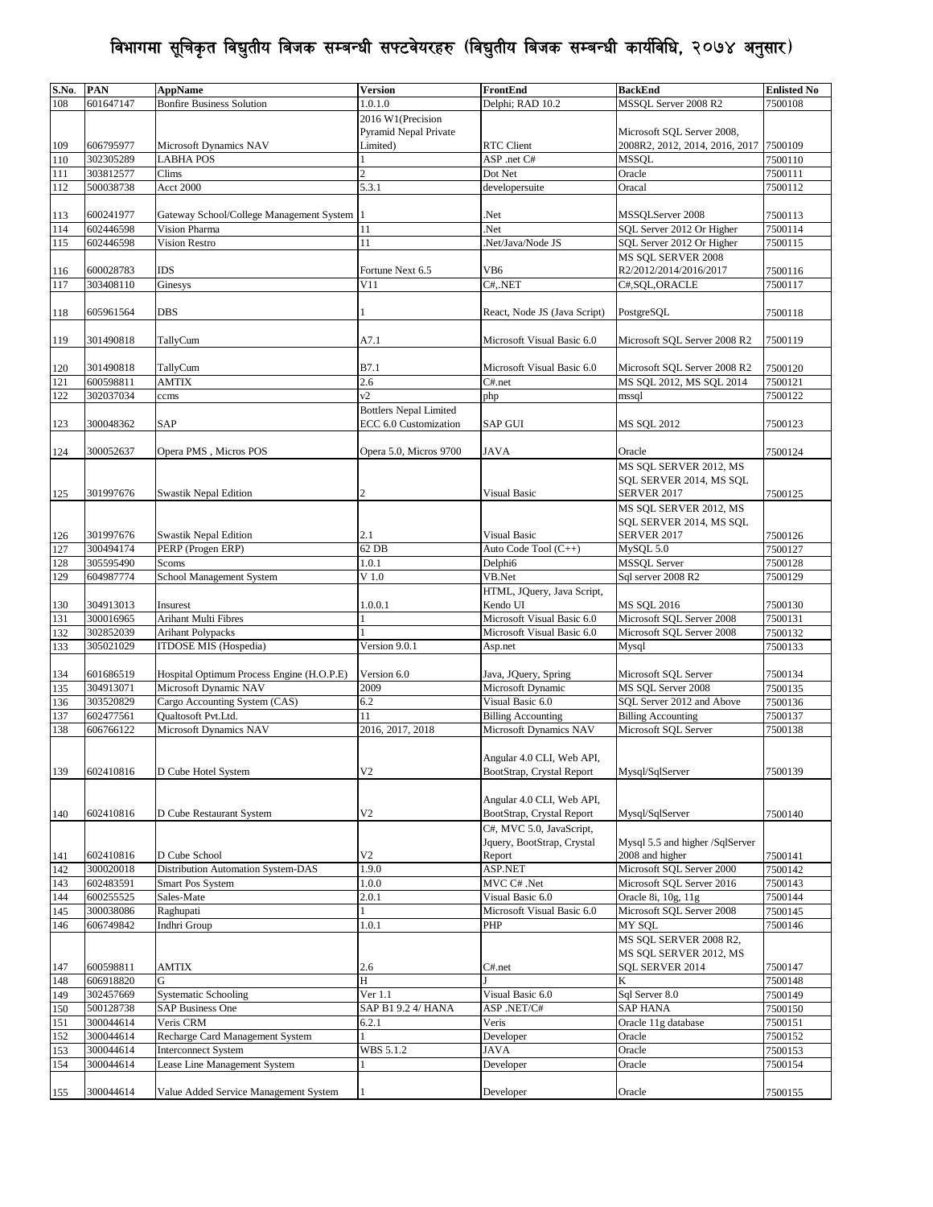# विभागमा सूचिकृत विद्युतीय बिजक सम्बन्धी सफ्टवेयरहरु (विद्युतीय बिजक सम्बन्धी कार्यविधि, २०७४ अनुसार)

| S.No. | PAN | AppName | Version | FrontEnd | BackEnd | Enlisted No |
|---|---|---|---|---|---|---|
| 108 | 601647147 | Bonfire Business Solution | 1.0.1.0 | Delphi; RAD 10.2 | MSSQL Server 2008 R2 | 7500108 |
| 109 | 606795977 | Microsoft Dynamics NAV | 2016 W1(Precision Pyramid Nepal Private Limited) | RTC Client | Microsoft SQL Server 2008, 2008R2, 2012, 2014, 2016, 2017 | 7500109 |
| 110 | 302305289 | LABHA POS | 1 | ASP .net C# | MSSQL | 7500110 |
| 111 | 303812577 | Clims | 2 | Dot Net | Oracle | 7500111 |
| 112 | 500038738 | Acct 2000 | 5.3.1 | developersuite | Oracal | 7500112 |
| 113 | 600241977 | Gateway School/College Management System | 1 | .Net | MSSQLServer 2008 | 7500113 |
| 114 | 602446598 | Vision Pharma | 11 | .Net | SQL Server 2012 Or Higher | 7500114 |
| 115 | 602446598 | Vision Restro | 11 | .Net/Java/Node JS | SQL Server 2012 Or Higher | 7500115 |
| 116 | 600028783 | IDS | Fortune Next 6.5 | VB6 | MS SQL SERVER 2008 R2/2012/2014/2016/2017 | 7500116 |
| 117 | 303408110 | Ginesys | V11 | C#,.NET | C#,SQL,ORACLE | 7500117 |
| 118 | 605961564 | DBS | 1 | React, Node JS (Java Script) | PostgreSQL | 7500118 |
| 119 | 301490818 | TallyCum | A7.1 | Microsoft Visual Basic 6.0 | Microsoft SQL Server 2008 R2 | 7500119 |
| 120 | 301490818 | TallyCum | B7.1 | Microsoft Visual Basic 6.0 | Microsoft SQL Server 2008 R2 | 7500120 |
| 121 | 600598811 | AMTIX | 2.6 | C#.net | MS SQL 2012, MS SQL 2014 | 7500121 |
| 122 | 302037034 | ccms | v2 | php | mssql | 7500122 |
| 123 | 300048362 | SAP | Bottlers Nepal Limited ECC 6.0 Customization | SAP GUI | MS SQL 2012 | 7500123 |
| 124 | 300052637 | Opera PMS , Micros POS | Opera 5.0, Micros 9700 | JAVA | Oracle | 7500124 |
| 125 | 301997676 | Swastik Nepal Edition | 2 | Visual Basic | MS SQL SERVER 2012, MS SQL SERVER 2014, MS SQL SERVER 2017 | 7500125 |
| 126 | 301997676 | Swastik Nepal Edition | 2.1 | Visual Basic | MS SQL SERVER 2012, MS SQL SERVER 2014, MS SQL SERVER 2017 | 7500126 |
| 127 | 300494174 | PERP (Progen ERP) | 62 DB | Auto Code Tool (C++) | MySQL 5.0 | 7500127 |
| 128 | 305595490 | Scoms | 1.0.1 | Delphi6 | MSSQL Server | 7500128 |
| 129 | 604987774 | School Management System | V 1.0 | VB.Net | Sql server 2008 R2 | 7500129 |
| 130 | 304913013 | Insurest | 1.0.0.1 | HTML, JQuery, Java Script, Kendo UI | MS SQL 2016 | 7500130 |
| 131 | 300016965 | Arihant Multi Fibres | 1 | Microsoft Visual Basic 6.0 | Microsoft SQL Server 2008 | 7500131 |
| 132 | 302852039 | Arihant Polypacks | 1 | Microsoft Visual Basic 6.0 | Microsoft SQL Server 2008 | 7500132 |
| 133 | 305021029 | ITDOSE MIS (Hospedia) | Version 9.0.1 | Asp.net | Mysql | 7500133 |
| 134 | 601686519 | Hospital Optimum Process Engine (H.O.P.E) | Version 6.0 | Java, JQuery, Spring | Microsoft SQL Server | 7500134 |
| 135 | 304913071 | Microsoft Dynamic NAV | 2009 | Microsoft Dynamic | MS SQL Server 2008 | 7500135 |
| 136 | 303520829 | Cargo Accounting System (CAS) | 6.2 | Visual Basic 6.0 | SQL Server 2012 and Above | 7500136 |
| 137 | 602477561 | Qualtosoft Pvt.Ltd. | 11 | Billing Accounting | Billing Accounting | 7500137 |
| 138 | 606766122 | Microsoft Dynamics NAV | 2016, 2017, 2018 | Microsoft Dynamics NAV | Microsoft SQL Server | 7500138 |
| 139 | 602410816 | D Cube Hotel System | V2 | Angular 4.0 CLI, Web API, BootStrap, Crystal Report | Mysql/SqlServer | 7500139 |
| 140 | 602410816 | D Cube Restaurant System | V2 | Angular 4.0 CLI, Web API, BootStrap, Crystal Report | Mysql/SqlServer | 7500140 |
| 141 | 602410816 | D Cube School | V2 | C#, MVC 5.0, JavaScript, Jquery, BootStrap, Crystal Report | Mysql 5.5 and higher /SqlServer 2008 and higher | 7500141 |
| 142 | 300020018 | Distribution Automation System-DAS | 1.9.0 | ASP.NET | Microsoft SQL Server 2000 | 7500142 |
| 143 | 602483591 | Smart Pos System | 1.0.0 | MVC C# .Net | Microsoft SQL Server 2016 | 7500143 |
| 144 | 600255525 | Sales-Mate | 2.0.1 | Visual Basic 6.0 | Oracle 8i, 10g, 11g | 7500144 |
| 145 | 300038086 | Raghupati | 1 | Microsoft Visual Basic 6.0 | Microsoft SQL Server 2008 | 7500145 |
| 146 | 606749842 | Indhri Group | 1.0.1 | PHP | MY SQL | 7500146 |
| 147 | 600598811 | AMTIX | 2.6 | C#.net | MS SQL SERVER 2008 R2, MS SQL SERVER 2012, MS SQL SERVER 2014 | 7500147 |
| 148 | 606918820 | G | H | J | K | 7500148 |
| 149 | 302457669 | Systematic Schooling | Ver 1.1 | Visual Basic 6.0 | Sql Server 8.0 | 7500149 |
| 150 | 500128738 | SAP Business One | SAP B1 9.2 4/ HANA | ASP .NET/C# | SAP HANA | 7500150 |
| 151 | 300044614 | Veris CRM | 6.2.1 | Veris | Oracle 11g database | 7500151 |
| 152 | 300044614 | Recharge Card Management System | 1 | Developer | Oracle | 7500152 |
| 153 | 300044614 | Interconnect System | WBS 5.1.2 | JAVA | Oracle | 7500153 |
| 154 | 300044614 | Lease Line Management System | 1 | Developer | Oracle | 7500154 |
| 155 | 300044614 | Value Added Service Management System | 1 | Developer | Oracle | 7500155 |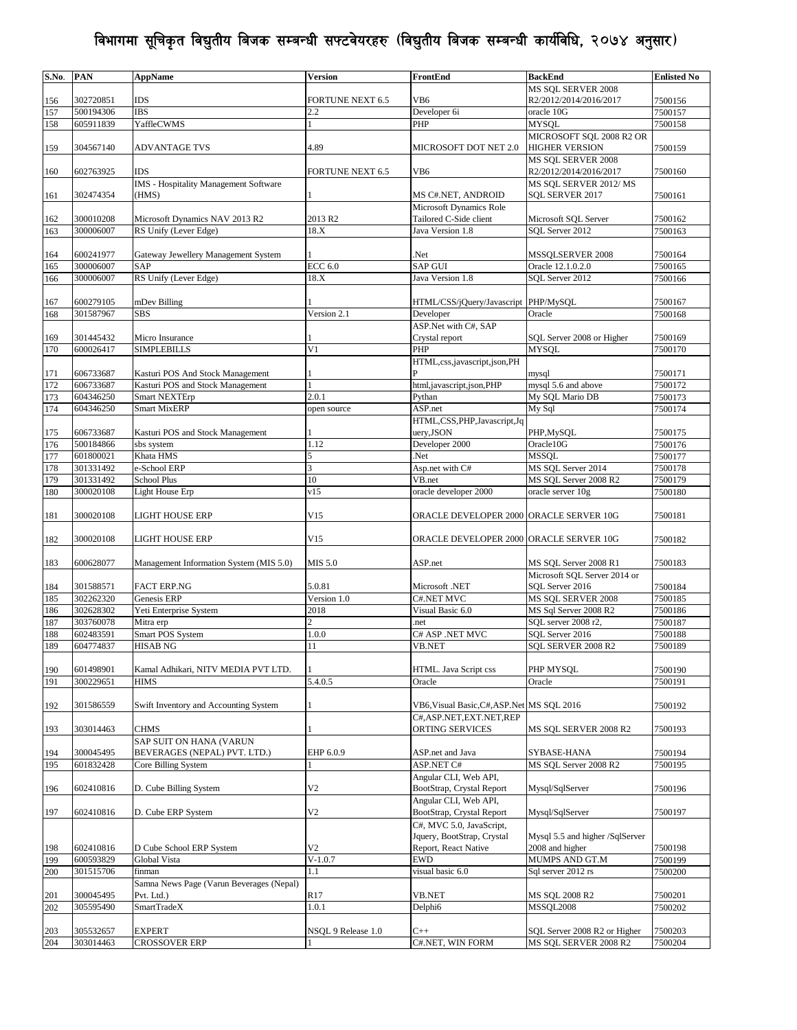# विभागमा सूचिकृत विद्युतीय बिजक सम्बन्धी सफ्टवेयरहरु (विद्युतीय बिजक सम्बन्धी कार्यविधि, २०७४ अनुसार)

| S.No. | PAN | AppName | Version | FrontEnd | BackEnd | Enlisted No |
|---|---|---|---|---|---|---|
| 156 | 302720851 | IDS | FORTUNE NEXT 6.5 | VB6 | MS SQL SERVER 2008 R2/2012/2014/2016/2017 | 7500156 |
| 157 | 500194306 | IBS | 2.2 | Developer 6i | oracle 10G | 7500157 |
| 158 | 605911839 | YaffleCWMS | 1 | PHP | MYSQL | 7500158 |
| 159 | 304567140 | ADVANTAGE TVS | 4.89 | MICROSOFT DOT NET 2.0 | MICROSOFT SQL 2008 R2 OR HIGHER VERSION | 7500159 |
| 160 | 602763925 | IDS | FORTUNE NEXT 6.5 | VB6 | MS SQL SERVER 2008 R2/2012/2014/2016/2017 | 7500160 |
| 161 | 302474354 | IMS - Hospitality Management Software (HMS) | 1 | MS C#.NET, ANDROID | MS SQL SERVER 2012/ MS SQL SERVER 2017 | 7500161 |
| 162 | 300010208 | Microsoft Dynamics NAV 2013 R2 | 2013 R2 | Microsoft Dynamics Role Tailored C-Side client | Microsoft SQL Server | 7500162 |
| 163 | 300006007 | RS Unify (Lever Edge) | 18.X | Java Version 1.8 | SQL Server 2012 | 7500163 |
| 164 | 600241977 | Gateway Jewellery Management System | 1 | .Net | MSSQLSERVER 2008 | 7500164 |
| 165 | 300006007 | SAP | ECC 6.0 | SAP GUI | Oracle 12.1.0.2.0 | 7500165 |
| 166 | 300006007 | RS Unify (Lever Edge) | 18.X | Java Version 1.8 | SQL Server 2012 | 7500166 |
| 167 | 600279105 | mDev Billing | 1 | HTML/CSS/jQuery/Javascript | PHP/MySQL | 7500167 |
| 168 | 301587967 | SBS | Version 2.1 | Developer | Oracle | 7500168 |
| 169 | 301445432 | Micro Insurance | 1 | ASP.Net with C#, SAP Crystal report | SQL Server 2008 or Higher | 7500169 |
| 170 | 600026417 | SIMPLEBILLS | V1 | PHP | MYSQL | 7500170 |
| 171 | 606733687 | Kasturi POS And Stock Management | 1 | HTML,css,javascript,json,PHP | mysql | 7500171 |
| 172 | 606733687 | Kasturi POS and Stock Management | 1 | html,javascript,json,PHP | mysql 5.6 and above | 7500172 |
| 173 | 604346250 | Smart NEXTErp | 2.0.1 | Pythan | My SQL Mario DB | 7500173 |
| 174 | 604346250 | Smart MixERP | open source | ASP.net | My Sql | 7500174 |
| 175 | 606733687 | Kasturi POS and Stock Management | 1 | HTML,CSS,PHP,Javascript,Jquery,JSON | PHP,MySQL | 7500175 |
| 176 | 500184866 | sbs system | 1.12 | Developer 2000 | Oracle10G | 7500176 |
| 177 | 601800021 | Khata HMS | 5 | .Net | MSSQL | 7500177 |
| 178 | 301331492 | e-School ERP | 3 | Asp.net with C# | MS SQL Server 2014 | 7500178 |
| 179 | 301331492 | School Plus | 10 | VB.net | MS SQL Server 2008 R2 | 7500179 |
| 180 | 300020108 | Light House Erp | v15 | oracle developer 2000 | oracle server 10g | 7500180 |
| 181 | 300020108 | LIGHT HOUSE ERP | V15 | ORACLE DEVELOPER 2000 | ORACLE SERVER 10G | 7500181 |
| 182 | 300020108 | LIGHT HOUSE ERP | V15 | ORACLE DEVELOPER 2000 | ORACLE SERVER 10G | 7500182 |
| 183 | 600628077 | Management Information System (MIS 5.0) | MIS 5.0 | ASP.net | MS SQL Server 2008 R1 | 7500183 |
| 184 | 301588571 | FACT ERP.NG | 5.0.81 | Microsoft .NET | Microsoft SQL Server 2014 or SQL Server 2016 | 7500184 |
| 185 | 302262320 | Genesis ERP | Version 1.0 | C#.NET MVC | MS SQL SERVER 2008 | 7500185 |
| 186 | 302628302 | Yeti Enterprise System | 2018 | Visual Basic 6.0 | MS Sql Server 2008 R2 | 7500186 |
| 187 | 303760078 | Mitra erp | 2 | .net | SQL server 2008 r2, | 7500187 |
| 188 | 602483591 | Smart POS System | 1.0.0 | C# ASP .NET MVC | SQL Server 2016 | 7500188 |
| 189 | 604774837 | HISAB NG | 11 | VB.NET | SQL SERVER 2008 R2 | 7500189 |
| 190 | 601498901 | Kamal Adhikari, NITV MEDIA PVT LTD. | 1 | HTML. Java Script css | PHP MYSQL | 7500190 |
| 191 | 300229651 | HIMS | 5.4.0.5 | Oracle | Oracle | 7500191 |
| 192 | 301586559 | Swift Inventory and Accounting System | 1 | VB6,Visual Basic,C#,ASP.Net | MS SQL 2016 | 7500192 |
| 193 | 303014463 | CHMS | 1 | C#,ASP.NET,EXT.NET,REPORTING SERVICES | MS SQL SERVER 2008 R2 | 7500193 |
| 194 | 300045495 | SAP SUIT ON HANA (VARUN BEVERAGES (NEPAL) PVT. LTD.) | EHP 6.0.9 | ASP.net and Java | SYBASE-HANA | 7500194 |
| 195 | 601832428 | Core Billing System | 1 | ASP.NET C# | MS SQL Server 2008 R2 | 7500195 |
| 196 | 602410816 | D. Cube Billing System | V2 | Angular CLI, Web API, BootStrap, Crystal Report | Mysql/SqlServer | 7500196 |
| 197 | 602410816 | D. Cube ERP System | V2 | Angular CLI, Web API, BootStrap, Crystal Report | Mysql/SqlServer | 7500197 |
| 198 | 602410816 | D Cube School ERP System | V2 | C#, MVC 5.0, JavaScript, Jquery, BootStrap, Crystal Report, React Native | Mysql 5.5 and higher /SqlServer 2008 and higher | 7500198 |
| 199 | 600593829 | Global Vista | V-1.0.7 | EWD | MUMPS AND GT.M | 7500199 |
| 200 | 301515706 | finman | 1.1 | visual basic 6.0 | Sql server 2012 rs | 7500200 |
| 201 | 300045495 | Samna News Page (Varun Beverages (Nepal) Pvt. Ltd.) | R17 | VB.NET | MS SQL 2008 R2 | 7500201 |
| 202 | 305595490 | SmartTradeX | 1.0.1 | Delphi6 | MSSQL2008 | 7500202 |
| 203 | 305532657 | EXPERT | NSQL 9 Release 1.0 | C++ | SQL Server 2008 R2 or Higher | 7500203 |
| 204 | 303014463 | CROSSOVER ERP | 1 | C#.NET, WIN FORM | MS SQL SERVER 2008 R2 | 7500204 |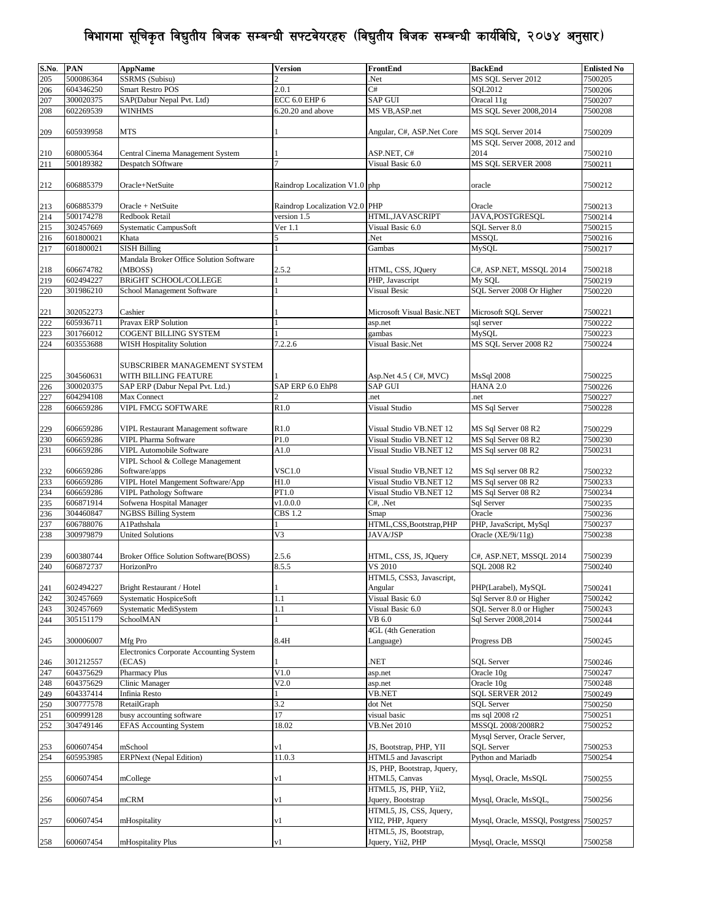# विभागमा सूचिकृत विद्युतीय बिजक सम्बन्धी सफ्टवेयरहरु (विद्युतीय बिजक सम्बन्धी कार्यविधि, २०७४ अनुसार)

| S.No. | PAN | AppName | Version | FrontEnd | BackEnd | Enlisted No |
|---|---|---|---|---|---|---|
| 205 | 500086364 | SSRMS (Subisu) | 2 | .Net | MS SQL Server 2012 | 7500205 |
| 206 | 604346250 | Smart Restro POS | 2.0.1 | C# | SQL2012 | 7500206 |
| 207 | 300020375 | SAP(Dabur Nepal Pvt. Ltd) | ECC 6.0 EHP 6 | SAP GUI | Oracal 11g | 7500207 |
| 208 | 602269539 | WINHMS | 6.20.20 and above | MS VB,ASP.net | MS SQL Sever 2008,2014 | 7500208 |
| 209 | 605939958 | MTS | 1 | Angular, C#, ASP.Net Core | MS SQL Server 2014 | 7500209 |
| 210 | 608005364 | Central Cinema Management System | 1 | ASP.NET, C# | MS SQL Server 2008, 2012 and 2014 | 7500210 |
| 211 | 500189382 | Despatch SOftware | 7 | Visual Basic 6.0 | MS SQL SERVER 2008 | 7500211 |
| 212 | 606885379 | Oracle+NetSuite | Raindrop Localization V1.0 | php | oracle | 7500212 |
| 213 | 606885379 | Oracle + NetSuite | Raindrop Localization V2.0 | PHP | Oracle | 7500213 |
| 214 | 500174278 | Redbook Retail | version 1.5 | HTML,JAVASCRIPT | JAVA,POSTGRESQL | 7500214 |
| 215 | 302457669 | Systematic CampusSoft | Ver 1.1 | Visual Basic 6.0 | SQL Server 8.0 | 7500215 |
| 216 | 601800021 | Khata | 5 | .Net | MSSQL | 7500216 |
| 217 | 601800021 | SISH Billing | 1 | Gambas | MySQL | 7500217 |
| 218 | 606674782 | Mandala Broker Office Solution Software (MBOSS) | 2.5.2 | HTML, CSS, JQuery | C#, ASP.NET, MSSQL 2014 | 7500218 |
| 219 | 602494227 | BRiGHT SCHOOL/COLLEGE | 1 | PHP, Javascript | My SQL | 7500219 |
| 220 | 301986210 | School Management Software | 1 | Visual Besic | SQL Server 2008 Or Higher | 7500220 |
| 221 | 302052273 | Cashier | 1 | Microsoft Visual Basic.NET | Microsoft SQL Server | 7500221 |
| 222 | 605936711 | Pravax ERP Solution | 1 | asp.net | sql server | 7500222 |
| 223 | 301766012 | COGENT BILLING SYSTEM | 1 | gambas | MySQL | 7500223 |
| 224 | 603553688 | WISH Hospitality Solution | 7.2.2.6 | Visual Basic.Net | MS SQL Server 2008 R2 | 7500224 |
| 225 | 304560631 | SUBSCRIBER MANAGEMENT SYSTEM WITH BILLING FEATURE | 1 | Asp.Net 4.5 ( C#, MVC) | MsSql 2008 | 7500225 |
| 226 | 300020375 | SAP ERP (Dabur Nepal Pvt. Ltd.) | SAP ERP 6.0 EhP8 | SAP GUI | HANA 2.0 | 7500226 |
| 227 | 604294108 | Max Connect | 2 | .net | .net | 7500227 |
| 228 | 606659286 | VIPL FMCG SOFTWARE | R1.0 | Visual Studio | MS Sql Server | 7500228 |
| 229 | 606659286 | VIPL Restaurant Management software | R1.0 | Visual Studio VB.NET 12 | MS Sql Server 08 R2 | 7500229 |
| 230 | 606659286 | VIPL Pharma Software | P1.0 | Visual Studio VB.NET 12 | MS Sql Server 08 R2 | 7500230 |
| 231 | 606659286 | VIPL Automobile Software | A1.0 | Visual Studio VB.NET 12 | MS Sql server 08 R2 | 7500231 |
| 232 | 606659286 | VIPL School & College Management Software/apps | VSC1.0 | Visual Studio VB,NET 12 | MS Sql server 08 R2 | 7500232 |
| 233 | 606659286 | VIPL Hotel Mangement Software/App | H1.0 | Visual Studio VB.NET 12 | MS Sql server 08 R2 | 7500233 |
| 234 | 606659286 | VIPL Pathology Software | PT1.0 | Visual Studio VB.NET 12 | MS Sql Server 08 R2 | 7500234 |
| 235 | 606871914 | Sofwena Hospital Manager | v1.0.0.0 | C#, .Net | Sql Server | 7500235 |
| 236 | 304460847 | NGBSS Billing System | CBS 1.2 | Smap | Oracle | 7500236 |
| 237 | 606788076 | A1Pathshala | 1 | HTML,CSS,Bootstrap,PHP | PHP, JavaScript, MySql | 7500237 |
| 238 | 300979879 | United Solutions | V3 | JAVA/JSP | Oracle (XE/9i/11g) | 7500238 |
| 239 | 600380744 | Broker Office Solution Software(BOSS) | 2.5.6 | HTML, CSS, JS, JQuery | C#, ASP.NET, MSSQL 2014 | 7500239 |
| 240 | 606872737 | HorizonPro | 8.5.5 | VS 2010 | SQL 2008 R2 | 7500240 |
| 241 | 602494227 | Bright Restaurant / Hotel | 1 | HTML5, CSS3, Javascript, Angular | PHP(Larabel), MySQL | 7500241 |
| 242 | 302457669 | Systematic HospiceSoft | 1.1 | Visual Basic 6.0 | Sql Server 8.0 or Higher | 7500242 |
| 243 | 302457669 | Systematic MediSystem | 1.1 | Visual Basic 6.0 | SQL Server 8.0 or Higher | 7500243 |
| 244 | 305151179 | SchoolMAN | 1 | VB 6.0 | Sql Server 2008,2014 | 7500244 |
| 245 | 300006007 | Mfg Pro | 8.4H | 4GL (4th Generation Language) | Progress DB | 7500245 |
| 246 | 301212557 | Electronics Corporate Accounting System (ECAS) | 1 | .NET | SQL Server | 7500246 |
| 247 | 604375629 | Pharmacy Plus | V1.0 | asp.net | Oracle 10g | 7500247 |
| 248 | 604375629 | Clinic Manager | V2.0 | asp.net | Oracle 10g | 7500248 |
| 249 | 604337414 | Infinia Resto | 1 | VB.NET | SQL SERVER 2012 | 7500249 |
| 250 | 300777578 | RetailGraph | 3.2 | dot Net | SQL Server | 7500250 |
| 251 | 600999128 | busy accounting software | 17 | visual basic | ms sql 2008 r2 | 7500251 |
| 252 | 304749146 | EFAS Accounting System | 18.02 | VB.Net 2010 | MSSQL 2008/2008R2 | 7500252 |
| 253 | 600607454 | mSchool | v1 | JS, Bootstrap, PHP, YII | Mysql Server, Oracle Server, SQL Server | 7500253 |
| 254 | 605953985 | ERPNext (Nepal Edition) | 11.0.3 | HTML5 and Javascript | Python and Mariadb | 7500254 |
| 255 | 600607454 | mCollege | v1 | JS, PHP, Bootstrap, Jquery, HTML5, Canvas | Mysql, Oracle, MsSQL | 7500255 |
| 256 | 600607454 | mCRM | v1 | HTML5, JS, PHP, Yii2, Jquery, Bootstrap | Mysql, Oracle, MsSQL, | 7500256 |
| 257 | 600607454 | mHospitality | v1 | HTML5, JS, CSS, Jquery, YII2, PHP, Jquery | Mysql, Oracle, MSSQl, Postgress | 7500257 |
| 258 | 600607454 | mHospitality Plus | v1 | HTML5, JS, Bootstrap, Jquery, Yii2, PHP | Mysql, Oracle, MSSQl | 7500258 |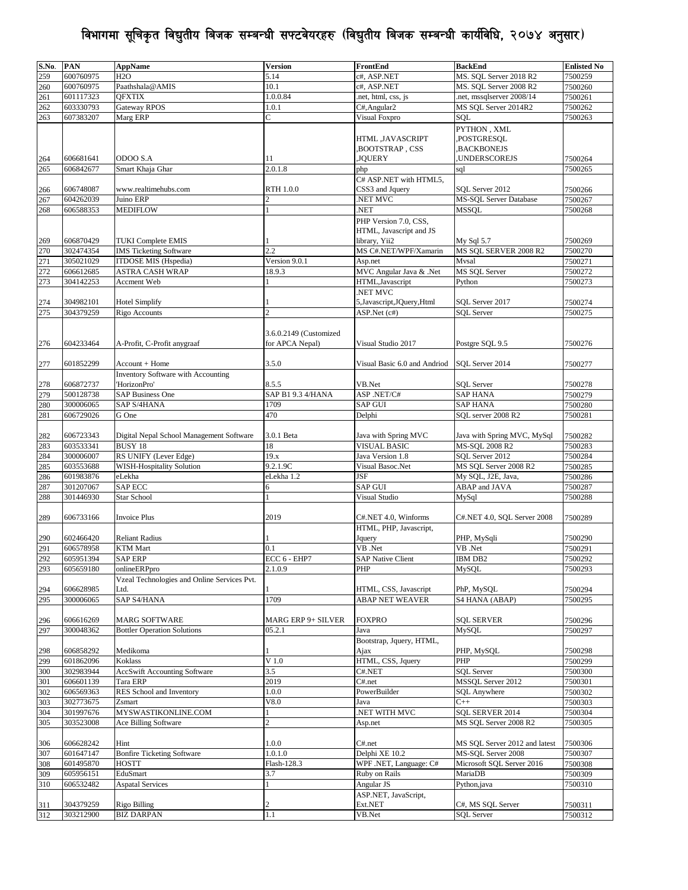# विभागमा सूचिकृत विद्युतीय बिजक सम्बन्धी सफ्टवेयरहरु (विद्युतीय बिजक सम्बन्धी कार्यविधि, २०७४ अनुसार)

| S.No. | PAN | AppName | Version | FrontEnd | BackEnd | Enlisted No |
|---|---|---|---|---|---|---|
| 259 | 600760975 | H2O | 5.14 | c#, ASP.NET | MS. SQL Server 2018 R2 | 7500259 |
| 260 | 600760975 | Paathshala@AMIS | 10.1 | c#, ASP.NET | MS. SQL Server 2008 R2 | 7500260 |
| 261 | 601117323 | QFXTIX | 1.0.0.84 | .net, html, css, js | .net, mssqlserver 2008/14 | 7500261 |
| 262 | 603330793 | Gateway RPOS | 1.0.1 | C#,Angular2 | MS SQL Server 2014R2 | 7500262 |
| 263 | 607383207 | Marg ERP | C | Visual Foxpro | SQL | 7500263 |
| 264 | 606681641 | ODOO S.A | 11 | HTML ,JAVASCRIPT ,BOOTSTRAP , CSS ,JQUERY | PYTHON , XML ,POSTGRESQL ,BACKBONEJS ,UNDERSCOREJS | 7500264 |
| 265 | 606842677 | Smart Khaja Ghar | 2.0.1.8 | php | sql | 7500265 |
| 266 | 606748087 | www.realtimehubs.com | RTH 1.0.0 | C# ASP.NET with HTML5, CSS3 and Jquery | SQL Server 2012 | 7500266 |
| 267 | 604262039 | Juino ERP | 2 | .NET MVC | MS-SQL Server Database | 7500267 |
| 268 | 606588353 | MEDIFLOW | 1 | .NET | MSSQL | 7500268 |
| 269 | 606870429 | TUKI Complete EMIS | 1 | PHP Version 7.0, CSS, HTML, Javascript and JS library, Yii2 | My Sql 5.7 | 7500269 |
| 270 | 302474354 | IMS Ticketing Software | 2.2 | MS C#.NET/WPF/Xamarin | MS SQL SERVER 2008 R2 | 7500270 |
| 271 | 305021029 | ITDOSE MIS (Hspedia) | Version 9.0.1 | Asp.net | Mysal | 7500271 |
| 272 | 606612685 | ASTRA CASH WRAP | 18.9.3 | MVC Angular Java & .Net | MS SQL Server | 7500272 |
| 273 | 304142253 | Accment Web | 1 | HTML,Javascript | Python | 7500273 |
| 274 | 304982101 | Hotel Simplify | 1 | .NET MVC 5,Javascript,JQuery,Html | SQL Server 2017 | 7500274 |
| 275 | 304379259 | Rigo Accounts | 2 | ASP.Net (c#) | SQL Server | 7500275 |
| 276 | 604233464 | A-Profit, C-Profit anygraaf | 3.6.0.2149 (Customized for APCA Nepal) | Visual Studio 2017 | Postgre SQL 9.5 | 7500276 |
| 277 | 601852299 | Account + Home | 3.5.0 | Visual Basic 6.0 and Andriod | SQL Server 2014 | 7500277 |
| 278 | 606872737 | Inventory Software with Accounting 'HorizonPro' | 8.5.5 | VB.Net | SQL Server | 7500278 |
| 279 | 500128738 | SAP Business One | SAP B1 9.3 4/HANA | ASP .NET/C# | SAP HANA | 7500279 |
| 280 | 300006065 | SAP S/4HANA | 1709 | SAP GUI | SAP HANA | 7500280 |
| 281 | 606729026 | G One | 470 | Delphi | SQL server 2008 R2 | 7500281 |
| 282 | 606723343 | Digital Nepal School Management Software | 3.0.1 Beta | Java with Spring MVC | Java with Spring MVC, MySql | 7500282 |
| 283 | 603533341 | BUSY 18 | 18 | VISUAL BASIC | MS-SQL 2008 R2 | 7500283 |
| 284 | 300006007 | RS UNIFY (Lever Edge) | 19.x | Java Version 1.8 | SQL Server 2012 | 7500284 |
| 285 | 603553688 | WISH-Hospitality Solution | 9.2.1.9C | Visual Basoc.Net | MS SQL Server 2008 R2 | 7500285 |
| 286 | 601983876 | eLekha | eLekha 1.2 | JSF | My SQL, J2E, Java, | 7500286 |
| 287 | 301207067 | SAP ECC | 6 | SAP GUI | ABAP and JAVA | 7500287 |
| 288 | 301446930 | Star School | 1 | Visual Studio | MySql | 7500288 |
| 289 | 606733166 | Invoice Plus | 2019 | C#.NET 4.0, Winforms | C#.NET 4.0, SQL Server 2008 | 7500289 |
| 290 | 602466420 | Reliant Radius | 1 | HTML, PHP, Javascript, Jquery | PHP, MySqli | 7500290 |
| 291 | 606578958 | KTM Mart | 0.1 | VB .Net | VB .Net | 7500291 |
| 292 | 605951394 | SAP ERP | ECC 6 - EHP7 | SAP Native Client | IBM DB2 | 7500292 |
| 293 | 605659180 | onlineERPpro | 2.1.0.9 | PHP | MySQL | 7500293 |
| 294 | 606628985 | Vzeal Technologies and Online Services Pvt. Ltd. | 1 | HTML, CSS, Javascript | PhP, MySQL | 7500294 |
| 295 | 300006065 | SAP S4/HANA | 1709 | ABAP NET WEAVER | S4 HANA (ABAP) | 7500295 |
| 296 | 606616269 | MARG SOFTWARE | MARG ERP 9+ SILVER | FOXPRO | SQL SERVER | 7500296 |
| 297 | 300048362 | Bottler Operation Solutions | 05.2.1 | Java | MySQL | 7500297 |
| 298 | 606858292 | Medikoma | 1 | Bootstrap, Jquery, HTML, Ajax | PHP, MySQL | 7500298 |
| 299 | 601862096 | Koklass | V 1.0 | HTML, CSS, Jquery | PHP | 7500299 |
| 300 | 302983944 | AccSwift Accounting Software | 3.5 | C#.NET | SQL Server | 7500300 |
| 301 | 606601139 | Tara ERP | 2019 | C#.net | MSSQL Server 2012 | 7500301 |
| 302 | 606569363 | RES School and Inventory | 1.0.0 | PowerBuilder | SQL Anywhere | 7500302 |
| 303 | 302773675 | Zsmart | V8.0 | Java | C++ | 7500303 |
| 304 | 301997676 | MYSWASTIKONLINE.COM | 1 | .NET WITH MVC | SQL SERVER 2014 | 7500304 |
| 305 | 303523008 | Ace Billing Software | 2 | Asp.net | MS SQL Server 2008 R2 | 7500305 |
| 306 | 606628242 | Hint | 1.0.0 | C#.net | MS SQL Server 2012 and latest | 7500306 |
| 307 | 601647147 | Bonfire Ticketing Software | 1.0.1.0 | Delphi XE 10.2 | MS-SQL Server 2008 | 7500307 |
| 308 | 601495870 | HOSTT | Flash-128.3 | WPF .NET, Language: C# | Microsoft SQL Server 2016 | 7500308 |
| 309 | 605956151 | EduSmart | 3.7 | Ruby on Rails | MariaDB | 7500309 |
| 310 | 606532482 | Aspatal Services | 1 | Angular JS | Python,java | 7500310 |
| 311 | 304379259 | Rigo Billing | 2 | ASP.NET, JavaScript, Ext.NET | C#, MS SQL Server | 7500311 |
| 312 | 303212900 | BIZ DARPAN | 1.1 | VB.Net | SQL Server | 7500312 |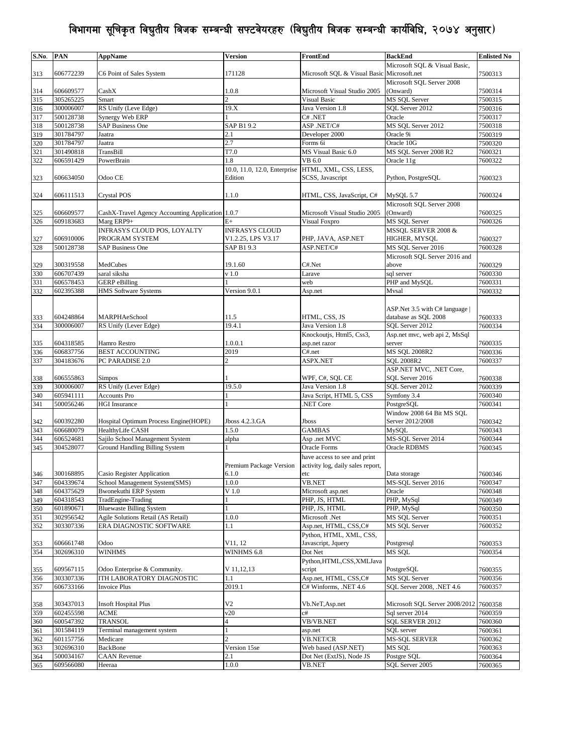# विभागमा सूचिकृत विद्युतीय बिजक सम्बन्धी सफ्टवेयरहरु (विद्युतीय बिजक सम्बन्धी कार्यविधि, २०७४ अनुसार)

| S.No. | PAN | AppName | Version | FrontEnd | BackEnd | Enlisted No |
|---|---|---|---|---|---|---|
| 313 | 606772239 | C6 Point of Sales System | 171128 | Microsoft SQL & Visual Basic | Microsoft SQL & Visual Basic, Microsoft.net | 7500313 |
| 314 | 606609577 | CashX | 1.0.8 | Microsoft Visual Studio 2005 | Microsoft SQL Server 2008 (Onward) | 7500314 |
| 315 | 305265225 | Smart | 2 | Visual Basic | MS SQL Server | 7500315 |
| 316 | 300006007 | RS Unify (Leve Edge) | 19.X | Java Version 1.8 | SQL Server 2012 | 7500316 |
| 317 | 500128738 | Synergy Web ERP | 1 | C# .NET | Oracle | 7500317 |
| 318 | 500128738 | SAP Business One | SAP B1 9.2 | ASP .NET/C# | MS SQL Server 2012 | 7500318 |
| 319 | 301784797 | Jaatra | 2.1 | Developer 2000 | Oracle 9i | 7500319 |
| 320 | 301784797 | Jaatra | 2.7 | Forms 6i | Oracle 10G | 7500320 |
| 321 | 301490818 | TransBill | T7.0 | MS Visual Basic 6.0 | MS SQL Server 2008 R2 | 7600321 |
| 322 | 606591429 | PowerBrain | 1.8 | VB 6.0 | Oracle 11g | 7600322 |
| 323 | 606634050 | Odoo CE | 10.0, 11.0, 12.0, Enterprise Edition | HTML, XML, CSS, LESS, SCSS, Javascript | Python, PostgreSQL | 7600323 |
| 324 | 606111513 | Crystal POS | 1.1.0 | HTML, CSS, JavaScript, C# | MySQL 5.7 | 7600324 |
| 325 | 606609577 | CashX-Travel Agency Accounting Application | 1.0.7 | Microsoft Visual Studio 2005 | Microsoft SQL Server 2008 (Onward) | 7600325 |
| 326 | 609183683 | Marg ERP9+ | E+ | Visual Foxpro | MS SQL Server | 7600326 |
| 327 | 606910006 | INFRASYS CLOUD POS, LOYALTY PROGRAM SYSTEM | INFRASYS CLOUD V1.2.25, LPS V3.17 | PHP, JAVA, ASP.NET | MSSQL SERVER 2008 & HIGHER, MYSQL | 7600327 |
| 328 | 500128738 | SAP Business One | SAP B1 9.3 | ASP.NET/C# | MS SQL Server 2016 | 7600328 |
| 329 | 300319558 | MedCubes | 19.1.60 | C#.Net | Microsoft SQL Server 2016 and above | 7600329 |
| 330 | 606707439 | saral siksha | v 1.0 | Larave | sql server | 7600330 |
| 331 | 606578453 | GERP eBilling | 1 | web | PHP and MySQL | 7600331 |
| 332 | 602395388 | HMS Software Systems | Version 9.0.1 | Asp.net | Mysal | 7600332 |
| 333 | 604248864 | MARPHAeSchool | 11.5 | HTML, CSS, JS | ASP.Net 3.5 with C# language \| database as SQL 2008 | 7600333 |
| 334 | 300006007 | RS Unify (Lever Edge) | 19.4.1 | Java Version 1.8 | SQL Server 2012 | 7600334 |
| 335 | 604318585 | Hamro Restro | 1.0.0.1 | Knockoutjs, Html5, Css3, asp.net razor | Asp.net mvc, web api 2, MsSql server | 7600335 |
| 336 | 606837756 | BEST ACCOUNTING | 2019 | C#.net | MS SQL 2008R2 | 7600336 |
| 337 | 304183676 | PC PARADISE 2.0 | 2 | ASPX.NET | SQL 2008R2 | 7600337 |
| 338 | 606555863 | Simpos | 1 | WPF, C#, SQL CE | ASP.NET MVC, .NET Core, SQL Server 2016 | 7600338 |
| 339 | 300006007 | RS Unify (Lever Edge) | 19.5.0 | Java Version 1.8 | SQL Server 2012 | 7600339 |
| 340 | 605941111 | Accounts Pro | 1 | Java Script, HTML 5, CSS | Symfony 3.4 | 7600340 |
| 341 | 500056246 | HGI Insurance | 1 | .NET Core | PostgreSQL | 7600341 |
| 342 | 600392280 | Hospital Optimum Process Engine(HOPE) | Jboss 4.2.3.GA | Jboss | Window 2008 64 Bit MS SQL Server 2012/2008 | 7600342 |
| 343 | 606680079 | HealthyLife CASH | 1.5.0 | GAMBAS | MySQL | 7600343 |
| 344 | 606524681 | Sajilo School Management System | alpha | Asp .net MVC | MS-SQL Server 2014 | 7600344 |
| 345 | 304528077 | Ground Handling Billing System | 1 | Oracle Forms | Oracle RDBMS | 7600345 |
| 346 | 300168895 | Casio Register Application | Premium Package Version 6.1.0 | have access to see and print activity log, daily sales report, etc | Data storage | 7600346 |
| 347 | 604339674 | School Management System(SMS) | 1.0.0 | VB.NET | MS-SQL Server 2016 | 7600347 |
| 348 | 604375629 | Bwonekuthi ERP System | V 1.0 | Microsoft asp.net | Oracle | 7600348 |
| 349 | 604318543 | TradEngine-Trading | 1 | PHP, JS, HTML | PHP, MySql | 7600349 |
| 350 | 601890671 | Bluewaste Billing System | 1 | PHP, JS, HTML | PHP, MySql | 7600350 |
| 351 | 302956542 | Agile Solutions Retail (AS Retail) | 1.0.0 | Microsoft .Net | MS SQL Server | 7600351 |
| 352 | 303307336 | ERA DIAGNOSTIC SOFTWARE | 1.1 | Asp.net, HTML, CSS,C# | MS SQL Server | 7600352 |
| 353 | 606661748 | Odoo | V11, 12 | Python, HTML, XML, CSS, Javascript, Jquery | Postgresql | 7600353 |
| 354 | 302696310 | WINHMS | WINHMS 6.8 | Dot Net | MS SQL | 7600354 |
| 355 | 609567115 | Odoo Enterprise & Community. | V 11,12,13 | Python,HTML,CSS,XMLJavascript | PostgreSQL | 7600355 |
| 356 | 303307336 | ITH LABORATORY DIAGNOSTIC | 1.1 | Asp.net, HTML, CSS,C# | MS SQL Server | 7600356 |
| 357 | 606733166 | Invoice Plus | 2019.1 | C# Winforms, .NET 4.6 | SQL Server 2008, .NET 4.6 | 7600357 |
| 358 | 303437013 | Insoft Hospital Plus | V2 | Vb.NeT,Asp.net | Microsoft SQL Server 2008/2012 | 7600358 |
| 359 | 602455598 | ACME | v20 | c# | Sql server 2014 | 7600359 |
| 360 | 600547392 | TRANSOL | 4 | VB/VB.NET | SQL SERVER 2012 | 7600360 |
| 361 | 301584119 | Terminal management system | 1 | asp.net | SQL server | 7600361 |
| 362 | 601157756 | Medicare | 2 | VB.NET/CR | MS-SQL SERVER | 7600362 |
| 363 | 302696310 | BackBone | Version 15se | Web based (ASP.NET) | MS SQL | 7600363 |
| 364 | 500034167 | CAAN Revenue | 2.1 | Dot Net (ExtJS), Node JS | Postgre SQL | 7600364 |
| 365 | 609566080 | Heeraa | 1.0.0 | VB.NET | SQL Server 2005 | 7600365 |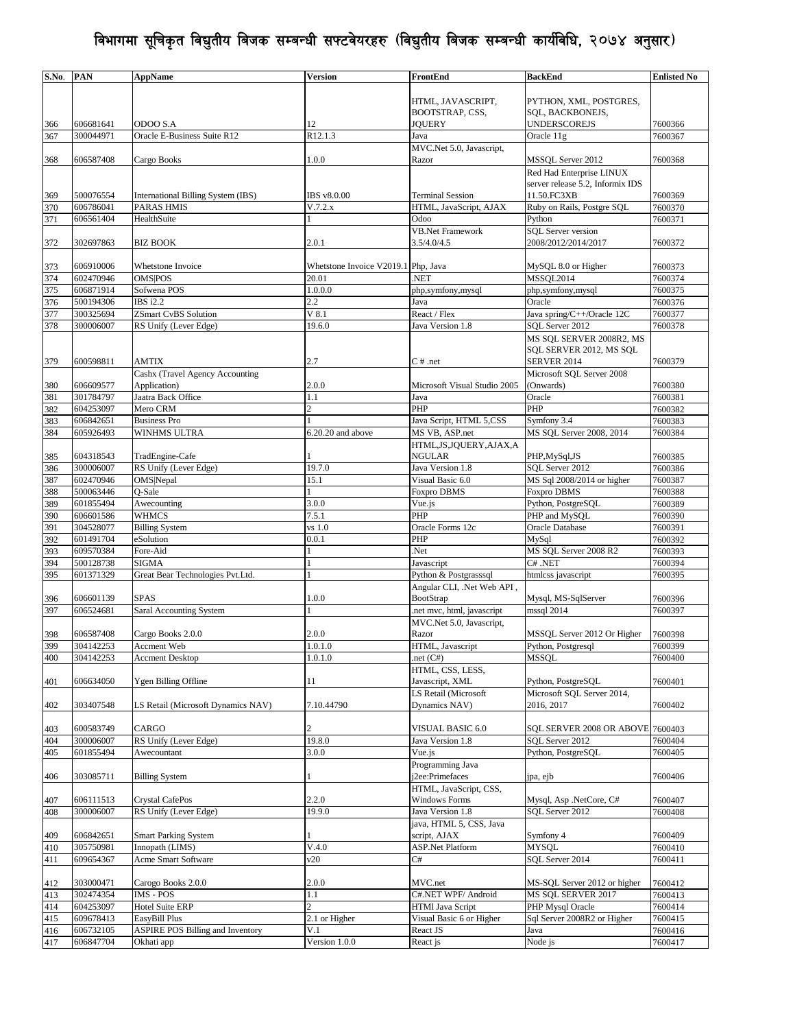# विभागमा सूचिकृत विद्युतीय बिजक सम्बन्धी सफ्टवेयरहरु (विद्युतीय बिजक सम्बन्धी कार्यविधि, २०७४ अनुसार)

| S.No. | PAN | AppName | Version | FrontEnd | BackEnd | Enlisted No |
|---|---|---|---|---|---|---|
| 366 | 606681641 | ODOO S.A | 12 | HTML, JAVASCRIPT, BOOTSTRAP, CSS, JQUERY | PYTHON, XML, POSTGRES, SQL, BACKBONEJS, UNDERSCOREJS | 7600366 |
| 367 | 300044971 | Oracle E-Business Suite R12 | R12.1.3 | Java | Oracle 11g | 7600367 |
| 368 | 606587408 | Cargo Books | 1.0.0 | MVC.Net 5.0, Javascript, Razor | MSSQL Server 2012 | 7600368 |
| 369 | 500076554 | International Billing System (IBS) | IBS v8.0.00 | Terminal Session | Red Had Enterprise LINUX server release 5.2, Informix IDS 11.50.FC3XB | 7600369 |
| 370 | 606786041 | PARAS HMIS | V.7.2.x | HTML, JavaScript, AJAX | Ruby on Rails, Postgre SQL | 7600370 |
| 371 | 606561404 | HealthSuite | 1 | Odoo | Python | 7600371 |
| 372 | 302697863 | BIZ BOOK | 2.0.1 | VB.Net Framework 3.5/4.0/4.5 | SQL Server version 2008/2012/2014/2017 | 7600372 |
| 373 | 606910006 | Whetstone Invoice | Whetstone Invoice V2019.1 | Php, Java | MySQL 8.0 or Higher | 7600373 |
| 374 | 602470946 | OMS\|POS | 20.01 | .NET | MSSQL2014 | 7600374 |
| 375 | 606871914 | Sofwena POS | 1.0.0.0 | php,symfony,mysql | php,symfony,mysql | 7600375 |
| 376 | 500194306 | IBS i2.2 | 2.2 | Java | Oracle | 7600376 |
| 377 | 300325694 | ZSmart CvBS Solution | V 8.1 | React / Flex | Java spring/C++/Oracle 12C | 7600377 |
| 378 | 300006007 | RS Unify (Lever Edge) | 19.6.0 | Java Version 1.8 | SQL Server 2012 | 7600378 |
| 379 | 600598811 | AMTIX | 2.7 | C # .net | MS SQL SERVER 2008R2, MS SQL SERVER 2012, MS SQL SERVER 2014 | 7600379 |
| 380 | 606609577 | Cashx (Travel Agency Accounting Application) | 2.0.0 | Microsoft Visual Studio 2005 | Microsoft SQL Server 2008 (Onwards) | 7600380 |
| 381 | 301784797 | Jaatra Back Office | 1.1 | Java | Oracle | 7600381 |
| 382 | 604253097 | Mero CRM | 2 | PHP | PHP | 7600382 |
| 383 | 606842651 | Business Pro | 1 | Java Script, HTML 5,CSS | Symfony 3.4 | 7600383 |
| 384 | 605926493 | WINHMS ULTRA | 6.20.20 and above | MS VB, ASP.net | MS SQL Server 2008, 2014 | 7600384 |
| 385 | 604318543 | TradEngine-Cafe | 1 | HTML,JS,JQUERY,AJAX,ANGULAR | PHP,MySql,JS | 7600385 |
| 386 | 300006007 | RS Unify (Lever Edge) | 19.7.0 | Java Version 1.8 | SQL Server 2012 | 7600386 |
| 387 | 602470946 | OMS\|Nepal | 15.1 | Visual Basic 6.0 | MS Sql 2008/2014 or higher | 7600387 |
| 388 | 500063446 | Q-Sale | 1 | Foxpro DBMS | Foxpro DBMS | 7600388 |
| 389 | 601855494 | Awecounting | 3.0.0 | Vue.js | Python, PostgreSQL | 7600389 |
| 390 | 606601586 | WHMCS | 7.5.1 | PHP | PHP and MySQL | 7600390 |
| 391 | 304528077 | Billing System | vs 1.0 | Oracle Forms 12c | Oracle Database | 7600391 |
| 392 | 601491704 | eSolution | 0.0.1 | PHP | MySql | 7600392 |
| 393 | 609570384 | Fore-Aid | 1 | .Net | MS SQL Server 2008 R2 | 7600393 |
| 394 | 500128738 | SIGMA | 1 | Javascript | C# .NET | 7600394 |
| 395 | 601371329 | Great Bear Technologies Pvt.Ltd. | 1 | Python & Postgrasssql | htmlcss javascript | 7600395 |
| 396 | 606601139 | SPAS | 1.0.0 | Angular CLI, .Net Web API , BootStrap | Mysql, MS-SqlServer | 7600396 |
| 397 | 606524681 | Saral Accounting System | 1 | .net mvc, html, javascript | mssql 2014 | 7600397 |
| 398 | 606587408 | Cargo Books 2.0.0 | 2.0.0 | MVC.Net 5.0, Javascript, Razor | MSSQL Server 2012 Or Higher | 7600398 |
| 399 | 304142253 | Accment Web | 1.0.1.0 | HTML, Javascript | Python, Postgresql | 7600399 |
| 400 | 304142253 | Accment Desktop | 1.0.1.0 | .net (C#) | MSSQL | 7600400 |
| 401 | 606634050 | Ygen Billing Offline | 11 | HTML, CSS, LESS, Javascript, XML | Python, PostgreSQL | 7600401 |
| 402 | 303407548 | LS Retail (Microsoft Dynamics NAV) | 7.10.44790 | LS Retail (Microsoft Dynamics NAV) | Microsoft SQL Server 2014, 2016, 2017 | 7600402 |
| 403 | 600583749 | CARGO | 2 | VISUAL BASIC 6.0 | SQL SERVER 2008 OR ABOVE | 7600403 |
| 404 | 300006007 | RS Unify (Lever Edge) | 19.8.0 | Java Version 1.8 | SQL Server 2012 | 7600404 |
| 405 | 601855494 | Awecountant | 3.0.0 | Vue.js | Python, PostgreSQL | 7600405 |
| 406 | 303085711 | Billing System | 1 | Programming Java j2ee:Primefaces | jpa, ejb | 7600406 |
| 407 | 606111513 | Crystal CafePos | 2.2.0 | HTML, JavaScript, CSS, Windows Forms | Mysql, Asp .NetCore, C# | 7600407 |
| 408 | 300006007 | RS Unify (Lever Edge) | 19.9.0 | Java Version 1.8 | SQL Server 2012 | 7600408 |
| 409 | 606842651 | Smart Parking System | 1 | java, HTML 5, CSS, Java script, AJAX | Symfony 4 | 7600409 |
| 410 | 305750981 | Innopath (LIMS) | V.4.0 | ASP.Net Platform | MYSQL | 7600410 |
| 411 | 609654367 | Acme Smart Software | v20 | C# | SQL Server 2014 | 7600411 |
| 412 | 303000471 | Carogo Books 2.0.0 | 2.0.0 | MVC.net | MS-SQL Server 2012 or higher | 7600412 |
| 413 | 302474354 | IMS - POS | 1.1 | C#.NET WPF/ Android | MS SQL SERVER 2017 | 7600413 |
| 414 | 604253097 | Hotel Suite ERP | 2 | HTMl Java Script | PHP Mysql Oracle | 7600414 |
| 415 | 609678413 | EasyBill Plus | 2.1 or Higher | Visual Basic 6 or Higher | Sql Server 2008R2 or Higher | 7600415 |
| 416 | 606732105 | ASPIRE POS Billing and Inventory | V.1 | React JS | Java | 7600416 |
| 417 | 606847704 | Okhati app | Version 1.0.0 | React js | Node js | 7600417 |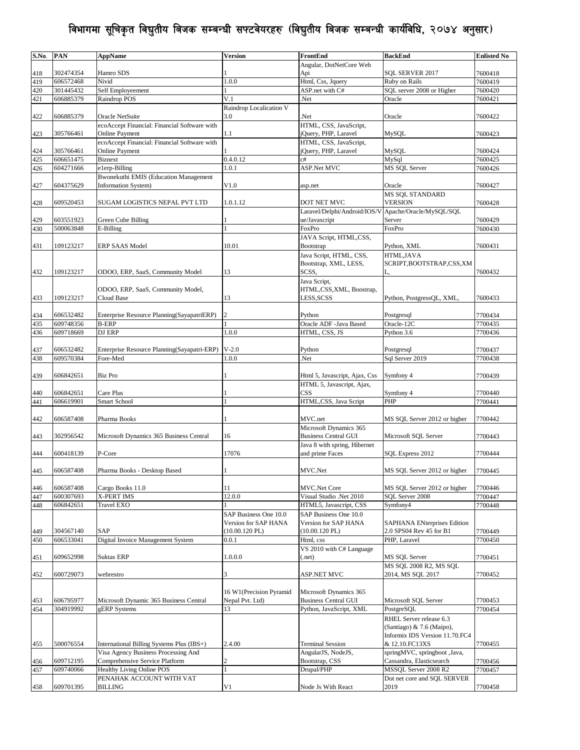# विभागमा सूचिकृत विद्युतीय बिजक सम्बन्धी सफ्टवेयरहरु (विद्युतीय बिजक सम्बन्धी कार्यविधि, २०७४ अनुसार)

| S.No. | PAN | AppName | Version | FrontEnd | BackEnd | Enlisted No |
|---|---|---|---|---|---|---|
| 418 | 302474354 | Hamro SDS | 1 | Angular, DotNetCore Web Api | SQL SERVER 2017 | 7600418 |
| 419 | 606572468 | Nivid | 1.0.0 | Html, Css, Jquery | Ruby on Rails | 7600419 |
| 420 | 301445432 | Self Employeement | 1 | ASP.net with C# | SQL server 2008 or Higher | 7600420 |
| 421 | 606885379 | Raindrop POS | V.1 | .Net | Oracle | 7600421 |
| 422 | 606885379 | Oracle NetSuite | Raindrop Localication V 3.0 | .Net | Oracle | 7600422 |
| 423 | 305766461 | ecoAccept Financial: Financial Software with Online Payment | 1.1 | HTML, CSS, JavaScript, jQuery, PHP, Laravel | MySQL | 7600423 |
| 424 | 305766461 | ecoAccept Financial: Financial Software with Online Payment | 1 | HTML, CSS, JavaScript, jQuery, PHP, Laravel | MySQL | 7600424 |
| 425 | 606651475 | Biznext | 0.4.0.12 | c# | MySql | 7600425 |
| 426 | 604271666 | e1erp-Billing | 1.0.1 | ASP.Net MVC | MS SQL Server | 7600426 |
| 427 | 604375629 | Bwonekuthi EMIS (Education Management Information System) | V1.0 | asp.net | Oracle | 7600427 |
| 428 | 609520453 | SUGAM LOGISTICS NEPAL PVT LTD | 1.0.1.12 | DOT NET MVC | MS SQL STANDARD VERSION | 7600428 |
| 429 | 603551923 | Green Cube Billing | 1 | Laravel/Delphi/Android/IOS/Vue/Javascript | Apache/Oracle/MySQL/SQL Server | 7600429 |
| 430 | 500063848 | E-Billing | 1 | FoxPro | FoxPro | 7600430 |
| 431 | 109123217 | ERP SAAS Model | 10.01 | JAVA Script, HTML,CSS, Bootstrap | Python, XML | 7600431 |
| 432 | 109123217 | ODOO, ERP, SaaS, Community Model | 13 | Java Script, HTML, CSS, Bootstrap, XML, LESS, SCSS, | HTML,JAVA SCRIPT,BOOTSTRAP,CSS,XML, | 7600432 |
| 433 | 109123217 | ODOO, ERP, SaaS, Community Model, Cloud Base | 13 | Java Script, HTML,CSS,XML, Boostrap, LESS,SCSS | Python, PostgressQL, XML, | 7600433 |
| 434 | 606532482 | Enterprise Resource Planning(SayapatriERP) | 2 | Python | Postgresql | 7700434 |
| 435 | 609748356 | B-ERP | 1 | Oracle ADF -Java Based | Oracle-12C | 7700435 |
| 436 | 609718669 | DJ ERP | 1.0.0 | HTML, CSS, JS | Python 3.6 | 7700436 |
| 437 | 606532482 | Enterprise Resource Planning(Sayapatri-ERP) | V-2.0 | Python | Postgresql | 7700437 |
| 438 | 609570384 | Fore-Med | 1.0.0 | .Net | Sql Server 2019 | 7700438 |
| 439 | 606842651 | Biz Pro | 1 | Html 5, Javascript, Ajax, Css | Symfony 4 | 7700439 |
| 440 | 606842651 | Care Plus | 1 | HTML 5, Javascript, Ajax, CSS | Symfony 4 | 7700440 |
| 441 | 606619901 | Smart School | 1 | HTML,CSS, Java Script | PHP | 7700441 |
| 442 | 606587408 | Pharma Books | 1 | MVC.net | MS SQL Server 2012 or higher | 7700442 |
| 443 | 302956542 | Microsoft Dynamics 365 Business Central | 16 | Microsoft Dynamics 365 Business Central GUI | Microsoft SQL Server | 7700443 |
| 444 | 600418139 | P-Core | 17076 | Java 8 with spring, Hibernet and prime Faces | SQL Express 2012 | 7700444 |
| 445 | 606587408 | Pharma Books - Desktop Based | 1 | MVC.Net | MS SQL Server 2012 or higher | 7700445 |
| 446 | 606587408 | Cargo Books 11.0 | 11 | MVC.Net Core | MS SQL Server 2012 or higher | 7700446 |
| 447 | 600307693 | X-PERT IMS | 12.0.0 | Visual Studio .Net 2010 | SQL Server 2008 | 7700447 |
| 448 | 606842651 | Travel EXO | 1 | HTML5, Javascript, CSS | Symfony4 | 7700448 |
| 449 | 304567140 | SAP | SAP Business One 10.0 Version for SAP HANA (10.00.120 PL) | SAP Business One 10.0 Version for SAP HANA (10.00.120 PL) | SAPHANA ENterprises Edition 2.0 SPS04 Rev 45 for B1 | 7700449 |
| 450 | 606533041 | Digital Invoice Management System | 0.0.1 | Html, css | PHP, Laravel | 7700450 |
| 451 | 609652998 | Suktas ERP | 1.0.0.0 | VS 2010 with C# Language (.net) | MS SQL Server | 7700451 |
| 452 | 600729073 | webrestro | 3 | ASP.NET MVC | MS SQL 2008 R2, MS SQL 2014, MS SQL 2017 | 7700452 |
| 453 | 606795977 | Microsoft Dynamic 365 Business Central | 16 W1(Precision Pyramid Nepal Pvt. Ltd) | Microsoft Dynamics 365 Business Central GUI | Microsoft SQL Server | 7700453 |
| 454 | 304919992 | gERP Systems | 13 | Python, JavaScript, XML | PostgreSQL | 7700454 |
| 455 | 500076554 | International Billing Systems Plus (IBS+) | 2.4.00 | Terminal Session | RHEL Server release 6.3 (Santiago) & 7.6 (Maipo), Informix IDS Version 11.70.FC4 & 12.10.FC13XS | 7700455 |
| 456 | 609712195 | Visa Agency Business Processing And Comprehensive Service Platform | 2 | AngularJS, NodeJS, Bootstrap, CSS | springMVC, springboot ,Java, Cassandra, Elasticsearch | 7700456 |
| 457 | 609740066 | Healthy Living Online POS | 1 | Drupal/PHP | MSSQL Server 2008 R2 | 7700457 |
| 458 | 609701395 | PENAHAK ACCOUNT WITH VAT BILLING | V1 | Node Js With React | Dot net core and SQL SERVER 2019 | 7700458 |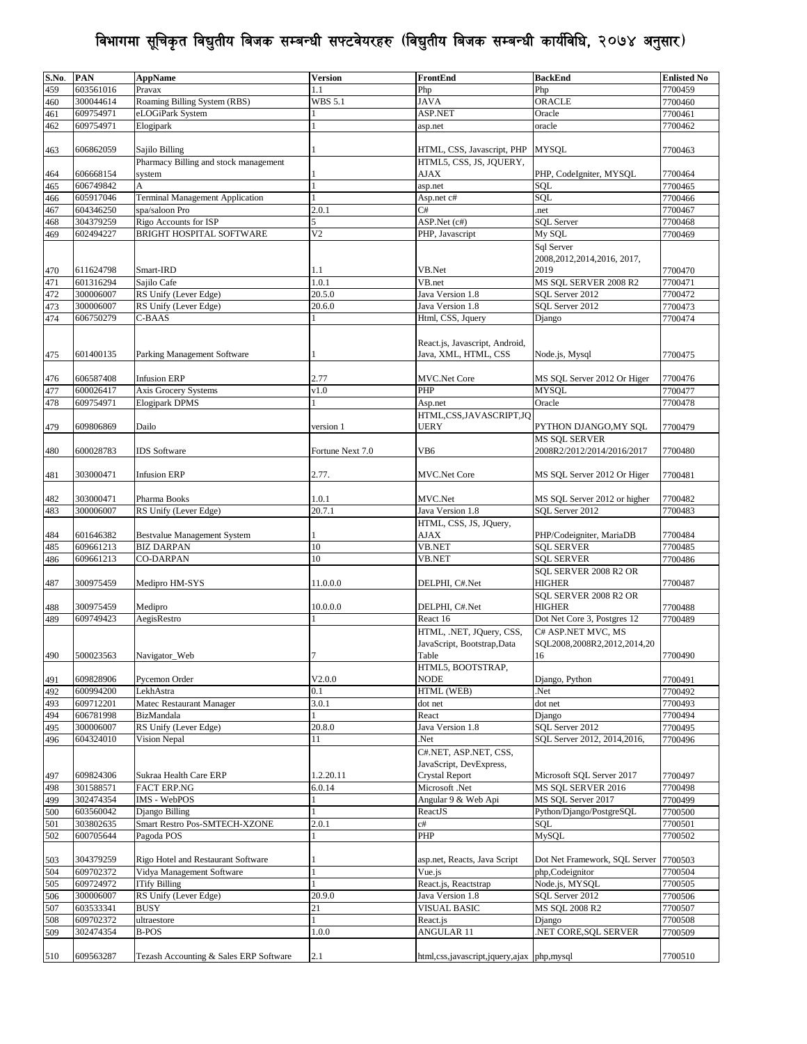# विभागमा सूचिकृत विद्युतीय बिजक सम्बन्धी सफ्टवेयरहरु (विद्युतीय बिजक सम्बन्धी कार्यविधि, २०७४ अनुसार)

| S.No. | PAN | AppName | Version | FrontEnd | BackEnd | Enlisted No |
|---|---|---|---|---|---|---|
| 459 | 603561016 | Pravax | 1.1 | Php | Php | 7700459 |
| 460 | 300044614 | Roaming Billing System (RBS) | WBS 5.1 | JAVA | ORACLE | 7700460 |
| 461 | 609754971 | eLOGiPark System | 1 | ASP.NET | Oracle | 7700461 |
| 462 | 609754971 | Elogipark | 1 | asp.net | oracle | 7700462 |
| 463 | 606862059 | Sajilo Billing | 1 | HTML, CSS, Javascript, PHP | MYSQL | 7700463 |
| 464 | 606668154 | Pharmacy Billing and stock management system | 1 | HTML5, CSS, JS, JQUERY, AJAX | PHP, CodeIgniter, MYSQL | 7700464 |
| 465 | 606749842 | A | 1 | asp.net | SQL | 7700465 |
| 466 | 605917046 | Terminal Management Application | 1 | Asp.net c# | SQL | 7700466 |
| 467 | 604346250 | spa/saloon Pro | 2.0.1 | C# | .net | 7700467 |
| 468 | 304379259 | Rigo Accounts for ISP | 5 | ASP.Net (c#) | SQL Server | 7700468 |
| 469 | 602494227 | BRIGHT HOSPITAL SOFTWARE | V2 | PHP, Javascript | My SQL | 7700469 |
| 470 | 611624798 | Smart-IRD | 1.1 | VB.Net | Sql Server 2008,2012,2014,2016, 2017, 2019 | 7700470 |
| 471 | 601316294 | Sajilo Cafe | 1.0.1 | VB.net | MS SQL SERVER 2008 R2 | 7700471 |
| 472 | 300006007 | RS Unify (Lever Edge) | 20.5.0 | Java Version 1.8 | SQL Server 2012 | 7700472 |
| 473 | 300006007 | RS Unify (Lever Edge) | 20.6.0 | Java Version 1.8 | SQL Server 2012 | 7700473 |
| 474 | 606750279 | C-BAAS | 1 | Html, CSS, Jquery | Django | 7700474 |
| 475 | 601400135 | Parking Management Software | 1 | React.js, Javascript, Android, Java, XML, HTML, CSS | Node.js, Mysql | 7700475 |
| 476 | 606587408 | Infusion ERP | 2.77 | MVC.Net Core | MS SQL Server 2012 Or Higer | 7700476 |
| 477 | 600026417 | Axis Grocery Systems | v1.0 | PHP | MYSQL | 7700477 |
| 478 | 609754971 | Elogipark DPMS | 1 | Asp.net | Oracle | 7700478 |
| 479 | 609806869 | Dailo | version 1 | HTML,CSS,JAVASCRIPT,JQUERY | PYTHON DJANGO,MY SQL | 7700479 |
| 480 | 600028783 | IDS Software | Fortune Next 7.0 | VB6 | MS SQL SERVER 2008R2/2012/2014/2016/2017 | 7700480 |
| 481 | 303000471 | Infusion ERP | 2.77. | MVC.Net Core | MS SQL Server 2012 Or Higer | 7700481 |
| 482 | 303000471 | Pharma Books | 1.0.1 | MVC.Net | MS SQL Server 2012 or higher | 7700482 |
| 483 | 300006007 | RS Unify (Lever Edge) | 20.7.1 | Java Version 1.8 | SQL Server 2012 | 7700483 |
| 484 | 601646382 | Bestvalue Management System | 1 | HTML, CSS, JS, JQuery, AJAX | PHP/Codeigniter, MariaDB | 7700484 |
| 485 | 609661213 | BIZ DARPAN | 10 | VB.NET | SQL SERVER | 7700485 |
| 486 | 609661213 | CO-DARPAN | 10 | VB.NET | SQL SERVER | 7700486 |
| 487 | 300975459 | Medipro HM-SYS | 11.0.0.0 | DELPHI, C#.Net | SQL SERVER 2008 R2 OR HIGHER | 7700487 |
| 488 | 300975459 | Medipro | 10.0.0.0 | DELPHI, C#.Net | SQL SERVER 2008 R2 OR HIGHER | 7700488 |
| 489 | 609749423 | AegisRestro | 1 | React 16 | Dot Net Core 3, Postgres 12 | 7700489 |
| 490 | 500023563 | Navigator_Web | 7 | HTML, .NET, JQuery, CSS, JavaScript, Bootstrap,Data Table | C# ASP.NET MVC, MS SQL2008,2008R2,2012,2014,2016 | 7700490 |
| 491 | 609828906 | Pycemon Order | V2.0.0 | HTML5, BOOTSTRAP, NODE | Django, Python | 7700491 |
| 492 | 600994200 | LekhAstra | 0.1 | HTML (WEB) | .Net | 7700492 |
| 493 | 609712201 | Matec Restaurant Manager | 3.0.1 | dot net | dot net | 7700493 |
| 494 | 606781998 | BizMandala | 1 | React | Django | 7700494 |
| 495 | 300006007 | RS Unify (Lever Edge) | 20.8.0 | Java Version 1.8 | SQL Server 2012 | 7700495 |
| 496 | 604324010 | Vision Nepal | 11 | .Net | SQL Server 2012, 2014,2016, | 7700496 |
| 497 | 609824306 | Sukraa Health Care ERP | 1.2.20.11 | C#.NET, ASP.NET, CSS, JavaScript, DevExpress, Crystal Report | Microsoft SQL Server 2017 | 7700497 |
| 498 | 301588571 | FACT ERP.NG | 6.0.14 | Microsoft .Net | MS SQL SERVER 2016 | 7700498 |
| 499 | 302474354 | IMS - WebPOS | 1 | Angular 9 & Web Api | MS SQL Server 2017 | 7700499 |
| 500 | 603560042 | Django Billing | 1 | ReactJS | Python/Django/PostgreSQL | 7700500 |
| 501 | 303802635 | Smart Restro Pos-SMTECH-XZONE | 2.0.1 | c# | SQL | 7700501 |
| 502 | 600705644 | Pagoda POS | 1 | PHP | MySQL | 7700502 |
| 503 | 304379259 | Rigo Hotel and Restaurant Software | 1 | asp.net, Reacts, Java Script | Dot Net Framework, SQL Server | 7700503 |
| 504 | 609702372 | Vidya Management Software | 1 | Vue.js | php,Codeignitor | 7700504 |
| 505 | 609724972 | ITify Billing | 1 | React.js, Reactstrap | Node.js, MYSQL | 7700505 |
| 506 | 300006007 | RS Unify (Lever Edge) | 20.9.0 | Java Version 1.8 | SQL Server 2012 | 7700506 |
| 507 | 603533341 | BUSY | 21 | VISUAL BASIC | MS SQL 2008 R2 | 7700507 |
| 508 | 609702372 | ultraestore | 1 | React.js | Django | 7700508 |
| 509 | 302474354 | B-POS | 1.0.0 | ANGULAR 11 | .NET CORE,SQL SERVER | 7700509 |
| 510 | 609563287 | Tezash Accounting & Sales ERP Software | 2.1 | html,css,javascript,jquery,ajax | php,mysql | 7700510 |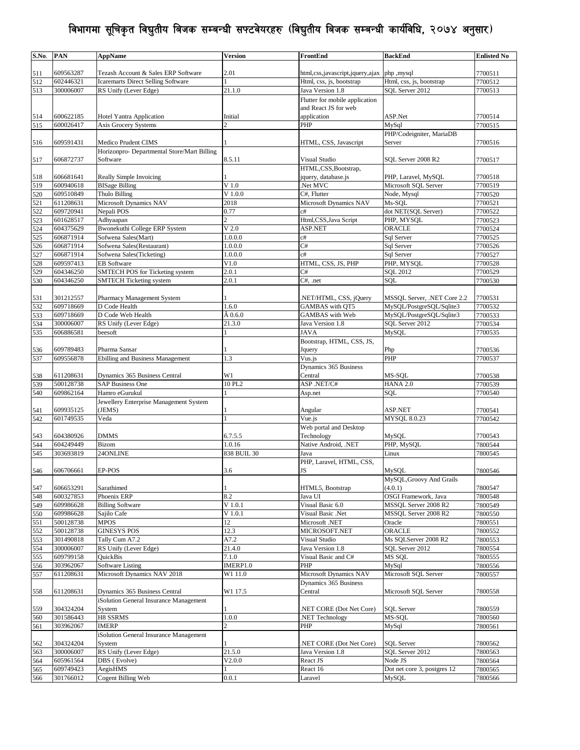# विभागमा सूचिकृत विद्युतीय बिजक सम्बन्धी सफ्टवेयरहरु (विद्युतीय बिजक सम्बन्धी कार्यविधि, २०७४ अनुसार)

| S.No. | PAN | AppName | Version | FrontEnd | BackEnd | Enlisted No |
|---|---|---|---|---|---|---|
| 511 | 609563287 | Tezash Account & Sales ERP Software | 2.01 | html,css,javascript,jquery,ajax | php ,mysql | 7700511 |
| 512 | 602446321 | Icaremarts Direct Selling Software | 1 | Html, css, js, bootstrap | Html, css, js, bootstrap | 7700512 |
| 513 | 300006007 | RS Unify (Lever Edge) | 21.1.0 | Java Version 1.8 | SQL Server 2012 | 7700513 |
| 514 | 600622185 | Hotel Yantra Application | Initial | Flutter for mobile application and React JS for web application | ASP.Net | 7700514 |
| 515 | 600026417 | Axis Grocery Systems | 2 | PHP | MySql | 7700515 |
| 516 | 609591431 | Medico Prudent CIMS | 1 | HTML, CSS, Javascript | PHP/Codeigniter, MariaDB Server | 7700516 |
| 517 | 606872737 | Horizonpro- Departmental Store/Mart Billing Software | 8.5.11 | Visual Studio | SQL Server 2008 R2 | 7700517 |
| 518 | 606681641 | Really Simple Invoicing | 1 | HTML,CSS,Bootstrap, jquery, database.js | PHP, Laravel, MySQL | 7700518 |
| 519 | 600940618 | BISage Billing | V 1.0 | .Net MVC | Microsoft SQL Server | 7700519 |
| 520 | 609510849 | Thulo Billing | V 1.0.0 | C#, Flutter | Node, Mysql | 7700520 |
| 521 | 611208631 | Microsoft Dynamics NAV | 2018 | Microsoft Dynamics NAV | Ms-SQL | 7700521 |
| 522 | 609720941 | Nepali POS | 0.77 | c# | dot NET(SQL Server) | 7700522 |
| 523 | 601628517 | Adhyaapan | 2 | Html,CSS,Java Script | PHP, MYSQL | 7700523 |
| 524 | 604375629 | Bwonekuthi College ERP System | V 2.0 | ASP.NET | ORACLE | 7700524 |
| 525 | 606871914 | Sofwena Sales(Mart) | 1.0.0.0 | c# | Sql Server | 7700525 |
| 526 | 606871914 | Sofwena Sales(Restaurant) | 1.0.0.0 | C# | Sql Server | 7700526 |
| 527 | 606871914 | Sofwena Sales(Ticketing) | 1.0.0.0 | c# | Sql Server | 7700527 |
| 528 | 609597413 | EB Software | V1.0 | HTML, CSS, JS, PHP | PHP, MYSQL | 7700528 |
| 529 | 604346250 | SMTECH POS for Ticketing system | 2.0.1 | C# | SQL 2012 | 7700529 |
| 530 | 604346250 | SMTECH Ticketing system | 2.0.1 | C#, .net | SQL | 7700530 |
| 531 | 301212557 | Pharmacy Management System | 1 | .NET/HTML, CSS, jQuery | MSSQL Server, .NET Core 2.2 | 7700531 |
| 532 | 609718669 | D Code Health | 1.6.0 | GAMBAS with QT5 | MySQL/PostgreSQL/Sqlite3 | 7700532 |
| 533 | 609718669 | D Code Web Health | Â 0.6.0 | GAMBAS with Web | MySQL/PostgreSQL/Sqlite3 | 7700533 |
| 534 | 300006007 | RS Unify (Lever Edge) | 21.3.0 | Java Version 1.8 | SQL Server 2012 | 7700534 |
| 535 | 606886581 | beesoft | 1 | JAVA | MySQL | 7700535 |
| 536 | 609789483 | Pharma Sansar | 1 | Bootstrap, HTML, CSS, JS, Jquery | Php | 7700536 |
| 537 | 609556878 | Ebilling and Business Management | 1.3 | Vus.js | PHP | 7700537 |
| 538 | 611208631 | Dynamics 365 Business Central | W1 | Dynamics 365 Business Central | MS-SQL | 7700538 |
| 539 | 500128738 | SAP Business One | 10 PL2 | ASP .NET/C# | HANA 2.0 | 7700539 |
| 540 | 609862164 | Hamro eGurukul | 1 | Asp.net | SQL | 7700540 |
| 541 | 609935125 | Jewellery Enterprise Management System (JEMS) | 1 | Angular | ASP.NET | 7700541 |
| 542 | 601749535 | Veda | 1 | Vue.js | MYSQL 8.0.23 | 7700542 |
| 543 | 604380926 | DMMS | 6.7.5.5 | Web portal and Desktop Technology | MySQL | 7700543 |
| 544 | 604249449 | Bizom | 1.0.16 | Native Android, .NET | PHP, MySQL | 7800544 |
| 545 | 303693819 | 24ONLINE | 838 BUIL 30 | Java | Linux | 7800545 |
| 546 | 606706661 | EP-POS | 3.6 | PHP, Laravel, HTML, CSS, JS | MySQL | 7800546 |
| 547 | 606653291 | Sarathimed | 1 | HTML5, Bootstrap | MySQL,Groovy And Grails (4.0.1) | 7800547 |
| 548 | 600327853 | Phoenix ERP | 8.2 | Java UI | OSGI Framework, Java | 7800548 |
| 549 | 609986628 | Billing Software | V 1.0.1 | Visual Basic 6.0 | MSSQL Server 2008 R2 | 7800549 |
| 550 | 609986628 | Sajilo Cafe | V 1.0.1 | Visual Basic .Net | MSSQL Server 2008 R2 | 7800550 |
| 551 | 500128738 | MPOS | 12 | Microsoft .NET | Oracle | 7800551 |
| 552 | 500128738 | GINESYS POS | 12.3 | MICROSOFT.NET | ORACLE | 7800552 |
| 553 | 301490818 | Tally Cum A7.2 | A7.2 | Visual Studio | Ms SQLServer 2008 R2 | 7800553 |
| 554 | 300006007 | RS Unify (Lever Edge) | 21.4.0 | Java Version 1.8 | SQL Server 2012 | 7800554 |
| 555 | 609799158 | QuickBis | 7.1.0 | Visual Basic and C# | MS SQL | 7800555 |
| 556 | 303962067 | Software Listing | IMERP1.0 | PHP | MySql | 7800556 |
| 557 | 611208631 | Microsoft Dynamics NAV 2018 | W1 11.0 | Microsoft Dynamics NAV | Microsoft SQL Server | 7800557 |
| 558 | 611208631 | Dynamics 365 Business Central | W1 17.5 | Dynamics 365 Business Central | Microsoft SQL Server | 7800558 |
| 559 | 304324204 | iSolution General Insurance Management System | 1 | .NET CORE (Dot Net Core) | SQL Server | 7800559 |
| 560 | 301586443 | H8 SSRMS | 1.0.0 | .NET Technology | MS-SQL | 7800560 |
| 561 | 303962067 | IMERP | 2 | PHP | MySql | 7800561 |
| 562 | 304324204 | iSolution General Insurance Management System | 1 | .NET CORE (Dot Net Core) | SQL Server | 7800562 |
| 563 | 300006007 | RS Unify (Lever Edge) | 21.5.0 | Java Version 1.8 | SQL Server 2012 | 7800563 |
| 564 | 605961564 | DBS ( Evolve) | V2.0.0 | React JS | Node JS | 7800564 |
| 565 | 609749423 | AegisHMS | 1 | React 16 | Dot net core 3, postgres 12 | 7800565 |
| 566 | 301766012 | Cogent Billing Web | 0.0.1 | Laravel | MySQL | 7800566 |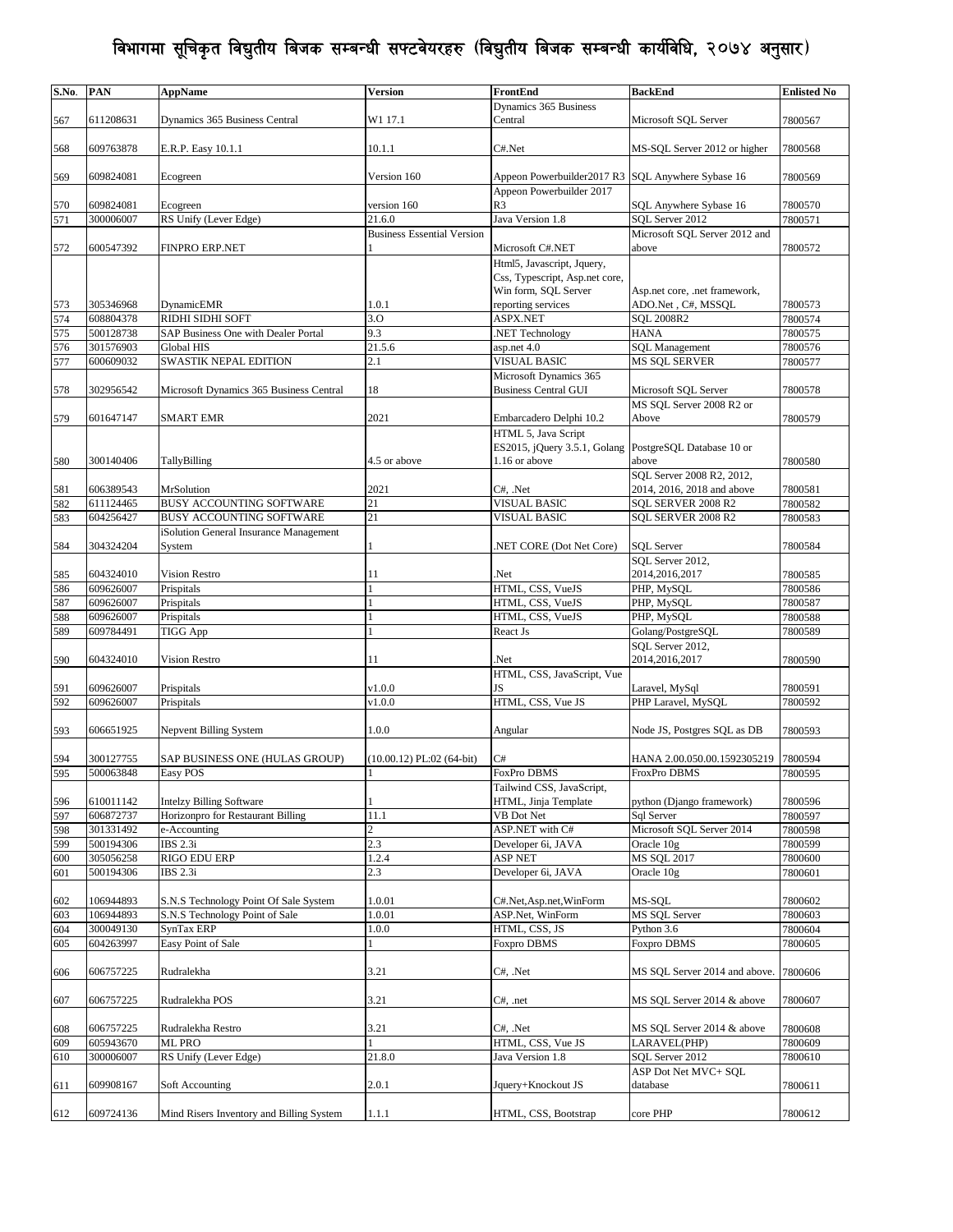# विभागमा सूचिकृत विद्युतीय बिजक सम्बन्धी सफ्टवेयरहरु (विद्युतीय बिजक सम्बन्धी कार्यविधि, २०७४ अनुसार)

| S.No. | PAN | AppName | Version | FrontEnd | BackEnd | Enlisted No |
|---|---|---|---|---|---|---|
| 567 | 611208631 | Dynamics 365 Business Central | W1 17.1 | Dynamics 365 Business Central | Microsoft SQL Server | 7800567 |
| 568 | 609763878 | E.R.P. Easy 10.1.1 | 10.1.1 | C#.Net | MS-SQL Server 2012 or higher | 7800568 |
| 569 | 609824081 | Ecogreen | Version 160 | Appeon Powerbuilder2017 R3 | SQL Anywhere Sybase 16 | 7800569 |
| 570 | 609824081 | Ecogreen | version 160 | Appeon Powerbuilder 2017 R3 | SQL Anywhere Sybase 16 | 7800570 |
| 571 | 300006007 | RS Unify (Lever Edge) | 21.6.0 | Java Version 1.8 | SQL Server 2012 | 7800571 |
| 572 | 600547392 | FINPRO ERP.NET | Business Essential Version 1 | Microsoft C#.NET | Microsoft SQL Server 2012 and above | 7800572 |
| 573 | 305346968 | DynamicEMR | 1.0.1 | Html5, Javascript, Jquery, Css, Typescript, Asp.net core, Win form, SQL Server reporting services | Asp.net core, .net framework, ADO.Net , C#, MSSQL | 7800573 |
| 574 | 608804378 | RIDHI SIDHI SOFT | 3.O | ASPX.NET | SQL 2008R2 | 7800574 |
| 575 | 500128738 | SAP Business One with Dealer Portal | 9.3 | .NET Technology | HANA | 7800575 |
| 576 | 301576903 | Global HIS | 21.5.6 | asp.net 4.0 | SQL Management | 7800576 |
| 577 | 600609032 | SWASTIK NEPAL EDITION | 2.1 | VISUAL BASIC | MS SQL SERVER | 7800577 |
| 578 | 302956542 | Microsoft Dynamics 365 Business Central | 18 | Microsoft Dynamics 365 Business Central GUI | Microsoft SQL Server | 7800578 |
| 579 | 601647147 | SMART EMR | 2021 | Embarcadero Delphi 10.2 | MS SQL Server 2008 R2 or Above | 7800579 |
| 580 | 300140406 | TallyBilling | 4.5 or above | HTML 5, Java Script ES2015, jQuery 3.5.1, Golang 1.16 or above | PostgreSQL Database 10 or above | 7800580 |
| 581 | 606389543 | MrSolution | 2021 | C#, .Net | SQL Server 2008 R2, 2012, 2014, 2016, 2018 and above | 7800581 |
| 582 | 611124465 | BUSY ACCOUNTING SOFTWARE | 21 | VISUAL BASIC | SQL SERVER 2008 R2 | 7800582 |
| 583 | 604256427 | BUSY ACCOUNTING SOFTWARE | 21 | VISUAL BASIC | SQL SERVER 2008 R2 | 7800583 |
| 584 | 304324204 | iSolution General Insurance Management System | 1 | .NET CORE (Dot Net Core) | SQL Server | 7800584 |
| 585 | 604324010 | Vision Restro | 11 | .Net | SQL Server 2012, 2014,2016,2017 | 7800585 |
| 586 | 609626007 | Prispitals | 1 | HTML, CSS, VueJS | PHP, MySQL | 7800586 |
| 587 | 609626007 | Prispitals | 1 | HTML, CSS, VueJS | PHP, MySQL | 7800587 |
| 588 | 609626007 | Prispitals | 1 | HTML, CSS, VueJS | PHP, MySQL | 7800588 |
| 589 | 609784491 | TIGG App | 1 | React Js | Golang/PostgreSQL | 7800589 |
| 590 | 604324010 | Vision Restro | 11 | .Net | SQL Server 2012, 2014,2016,2017 | 7800590 |
| 591 | 609626007 | Prispitals | v1.0.0 | HTML, CSS, JavaScript, Vue JS | Laravel, MySql | 7800591 |
| 592 | 609626007 | Prispitals | v1.0.0 | HTML, CSS, Vue JS | PHP Laravel, MySQL | 7800592 |
| 593 | 606651925 | Nepvent Billing System | 1.0.0 | Angular | Node JS, Postgres SQL as DB | 7800593 |
| 594 | 300127755 | SAP BUSINESS ONE (HULAS GROUP) | (10.00.12) PL:02 (64-bit) | C# | HANA 2.00.050.00.1592305219 | 7800594 |
| 595 | 500063848 | Easy POS | 1 | FoxPro DBMS | FroxPro DBMS | 7800595 |
| 596 | 610011142 | Intelzy Billing Software | 1 | Tailwind CSS, JavaScript, HTML, Jinja Template | python (Django framework) | 7800596 |
| 597 | 606872737 | Horizonpro for Restaurant Billing | 11.1 | VB Dot Net | Sql Server | 7800597 |
| 598 | 301331492 | e-Accounting | 2 | ASP.NET with C# | Microsoft SQL Server 2014 | 7800598 |
| 599 | 500194306 | IBS 2.3i | 2.3 | Developer 6i, JAVA | Oracle 10g | 7800599 |
| 600 | 305056258 | RIGO EDU ERP | 1.2.4 | ASP NET | MS SQL 2017 | 7800600 |
| 601 | 500194306 | IBS 2.3i | 2.3 | Developer 6i, JAVA | Oracle 10g | 7800601 |
| 602 | 106944893 | S.N.S Technology Point Of Sale System | 1.0.01 | C#.Net,Asp.net,WinForm | MS-SQL | 7800602 |
| 603 | 106944893 | S.N.S Technology Point of Sale | 1.0.01 | ASP.Net, WinForm | MS SQL Server | 7800603 |
| 604 | 300049130 | SynTax ERP | 1.0.0 | HTML, CSS, JS | Python 3.6 | 7800604 |
| 605 | 604263997 | Easy Point of Sale | 1 | Foxpro DBMS | Foxpro DBMS | 7800605 |
| 606 | 606757225 | Rudralekha | 3.21 | C#, .Net | MS SQL Server 2014 and above. | 7800606 |
| 607 | 606757225 | Rudralekha POS | 3.21 | C#, .net | MS SQL Server 2014 & above | 7800607 |
| 608 | 606757225 | Rudralekha Restro | 3.21 | C#, .Net | MS SQL Server 2014 & above | 7800608 |
| 609 | 605943670 | ML PRO | 1 | HTML, CSS, Vue JS | LARAVEL(PHP) | 7800609 |
| 610 | 300006007 | RS Unify (Lever Edge) | 21.8.0 | Java Version 1.8 | SQL Server 2012 | 7800610 |
| 611 | 609908167 | Soft Accounting | 2.0.1 | Jquery+Knockout JS | ASP Dot Net MVC+ SQL database | 7800611 |
| 612 | 609724136 | Mind Risers Inventory and Billing System | 1.1.1 | HTML, CSS, Bootstrap | core PHP | 7800612 |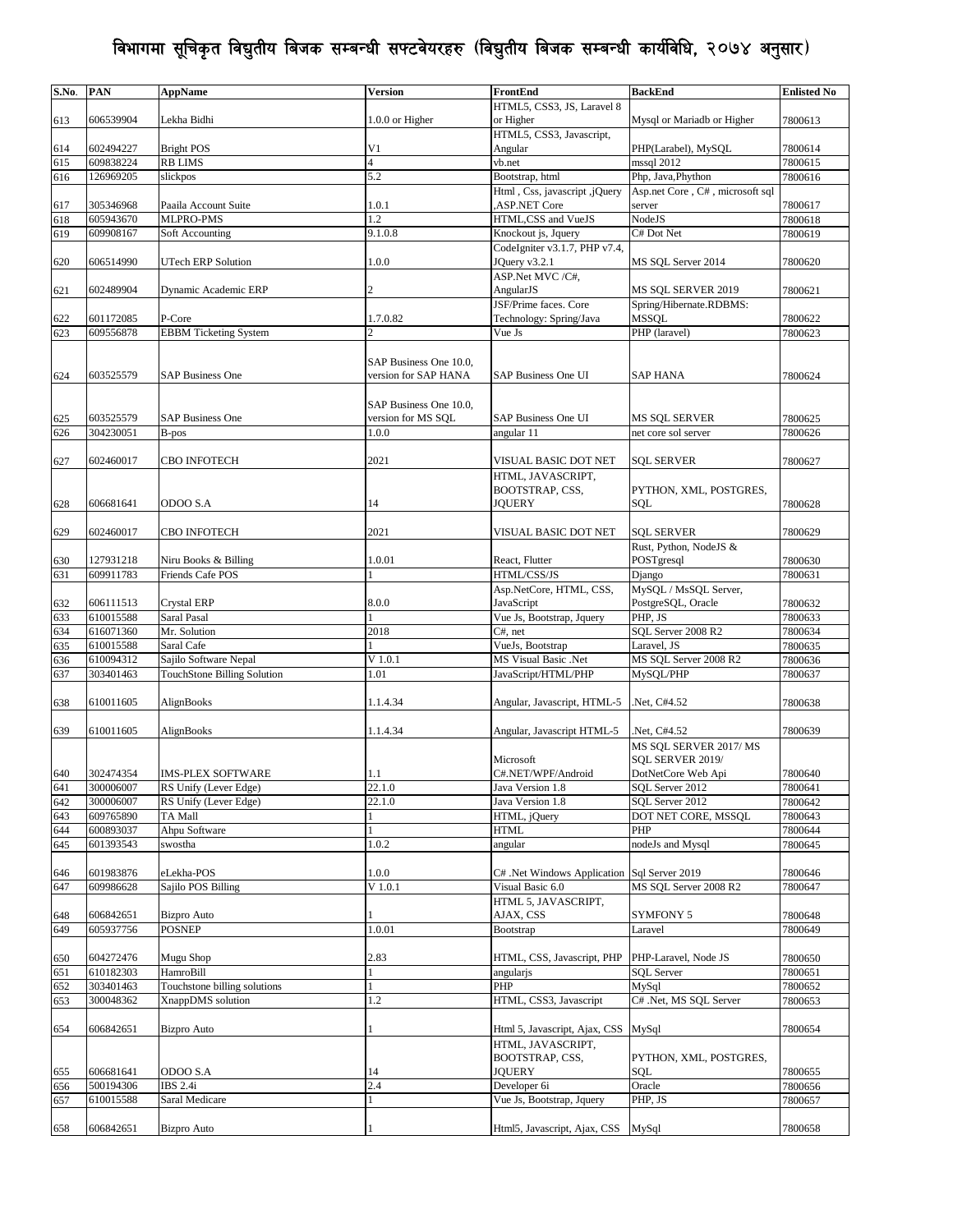# विभागमा सूचिकृत विद्युतीय बिजक सम्बन्धी सफ्टवेयरहरु (विद्युतीय बिजक सम्बन्धी कार्यविधि, २०७४ अनुसार)

| S.No. | PAN | AppName | Version | FrontEnd | BackEnd | Enlisted No |
|---|---|---|---|---|---|---|
| 613 | 606539904 | Lekha Bidhi | 1.0.0 or Higher | HTML5, CSS3, JS, Laravel 8 or Higher | Mysql or Mariadb or Higher | 7800613 |
| 614 | 602494227 | Bright POS | V1 | HTML5, CSS3, Javascript, Angular | PHP(Larabel), MySQL | 7800614 |
| 615 | 609838224 | RB LIMS | 4 | vb.net | mssql 2012 | 7800615 |
| 616 | 126969205 | slickpos | 5.2 | Bootstrap, html | Php, Java,Phython | 7800616 |
| 617 | 305346968 | Paaila Account Suite | 1.0.1 | Html , Css, javascript ,jQuery ,ASP.NET Core | Asp.net Core , C# , microsoft sql server | 7800617 |
| 618 | 605943670 | MLPRO-PMS | 1.2 | HTML,CSS and VueJS | NodeJS | 7800618 |
| 619 | 609908167 | Soft Accounting | 9.1.0.8 | Knockout js, Jquery | C# Dot Net | 7800619 |
| 620 | 606514990 | UTech ERP Solution | 1.0.0 | CodeIgniter v3.1.7, PHP v7.4, JQuery v3.2.1 | MS SQL Server 2014 | 7800620 |
| 621 | 602489904 | Dynamic Academic ERP | 2 | ASP.Net MVC /C#, AngularJS | MS SQL SERVER 2019 | 7800621 |
| 622 | 601172085 | P-Core | 1.7.0.82 | JSF/Prime faces. Core Technology: Spring/Java | Spring/Hibernate.RDBMS: MSSQL | 7800622 |
| 623 | 609556878 | EBBM Ticketing System | 2 | Vue Js | PHP (laravel) | 7800623 |
| 624 | 603525579 | SAP Business One | SAP Business One 10.0, version for SAP HANA | SAP Business One UI | SAP HANA | 7800624 |
| 625 | 603525579 | SAP Business One | SAP Business One 10.0, version for MS SQL | SAP Business One UI | MS SQL SERVER | 7800625 |
| 626 | 304230051 | B-pos | 1.0.0 | angular 11 | net core sol server | 7800626 |
| 627 | 602460017 | CBO INFOTECH | 2021 | VISUAL BASIC DOT NET | SQL SERVER | 7800627 |
| 628 | 606681641 | ODOO S.A | 14 | HTML, JAVASCRIPT, BOOTSTRAP, CSS, JQUERY | PYTHON, XML, POSTGRES, SQL | 7800628 |
| 629 | 602460017 | CBO INFOTECH | 2021 | VISUAL BASIC DOT NET | SQL SERVER | 7800629 |
| 630 | 127931218 | Niru Books & Billing | 1.0.01 | React, Flutter | Rust, Python, NodeJS & POSTgresql | 7800630 |
| 631 | 609911783 | Friends Cafe POS | 1 | HTML/CSS/JS | Django | 7800631 |
| 632 | 606111513 | Crystal ERP | 8.0.0 | Asp.NetCore, HTML, CSS, JavaScript | MySQL / MsSQL Server, PostgreSQL, Oracle | 7800632 |
| 633 | 610015588 | Saral Pasal | 1 | Vue Js, Bootstrap, Jquery | PHP, JS | 7800633 |
| 634 | 616071360 | Mr. Solution | 2018 | C#, net | SQL Server 2008 R2 | 7800634 |
| 635 | 610015588 | Saral Cafe | 1 | VueJs, Bootstrap | Laravel, JS | 7800635 |
| 636 | 610094312 | Sajilo Software Nepal | V 1.0.1 | MS Visual Basic .Net | MS SQL Server 2008 R2 | 7800636 |
| 637 | 303401463 | TouchStone Billing Solution | 1.01 | JavaScript/HTML/PHP | MySQL/PHP | 7800637 |
| 638 | 610011605 | AlignBooks | 1.1.4.34 | Angular, Javascript, HTML-5 | .Net, C#4.52 | 7800638 |
| 639 | 610011605 | AlignBooks | 1.1.4.34 | Angular, Javascript HTML-5 | .Net, C#4.52 | 7800639 |
| 640 | 302474354 | IMS-PLEX SOFTWARE | 1.1 | Microsoft C#.NET/WPF/Android | MS SQL SERVER 2017/ MS SQL SERVER 2019/ DotNetCore Web Api | 7800640 |
| 641 | 300006007 | RS Unify (Lever Edge) | 22.1.0 | Java Version 1.8 | SQL Server 2012 | 7800641 |
| 642 | 300006007 | RS Unify (Lever Edge) | 22.1.0 | Java Version 1.8 | SQL Server 2012 | 7800642 |
| 643 | 609765890 | TA Mall | 1 | HTML, jQuery | DOT NET CORE, MSSQL | 7800643 |
| 644 | 600893037 | Ahpu Software | 1 | HTML | PHP | 7800644 |
| 645 | 601393543 | swostha | 1.0.2 | angular | nodeJs and Mysql | 7800645 |
| 646 | 601983876 | eLekha-POS | 1.0.0 | C# .Net Windows Application | Sql Server 2019 | 7800646 |
| 647 | 609986628 | Sajilo POS Billing | V 1.0.1 | Visual Basic 6.0 | MS SQL Server 2008 R2 | 7800647 |
| 648 | 606842651 | Bizpro Auto | 1 | HTML 5, JAVASCRIPT, AJAX, CSS | SYMFONY 5 | 7800648 |
| 649 | 605937756 | POSNEP | 1.0.01 | Bootstrap | Laravel | 7800649 |
| 650 | 604272476 | Mugu Shop | 2.83 | HTML, CSS, Javascript, PHP | PHP-Laravel, Node JS | 7800650 |
| 651 | 610182303 | HamroBill | 1 | angularjs | SQL Server | 7800651 |
| 652 | 303401463 | Touchstone billing solutions | 1 | PHP | MySql | 7800652 |
| 653 | 300048362 | XnappDMS solution | 1.2 | HTML, CSS3, Javascript | C# .Net, MS SQL Server | 7800653 |
| 654 | 606842651 | Bizpro Auto | 1 | Html 5, Javascript, Ajax, CSS | MySql | 7800654 |
| 655 | 606681641 | ODOO S.A | 14 | HTML, JAVASCRIPT, BOOTSTRAP, CSS, JQUERY | PYTHON, XML, POSTGRES, SQL | 7800655 |
| 656 | 500194306 | IBS 2.4i | 2.4 | Developer 6i | Oracle | 7800656 |
| 657 | 610015588 | Saral Medicare | 1 | Vue Js, Bootstrap, Jquery | PHP, JS | 7800657 |
| 658 | 606842651 | Bizpro Auto | 1 | Html5, Javascript, Ajax, CSS | MySql | 7800658 |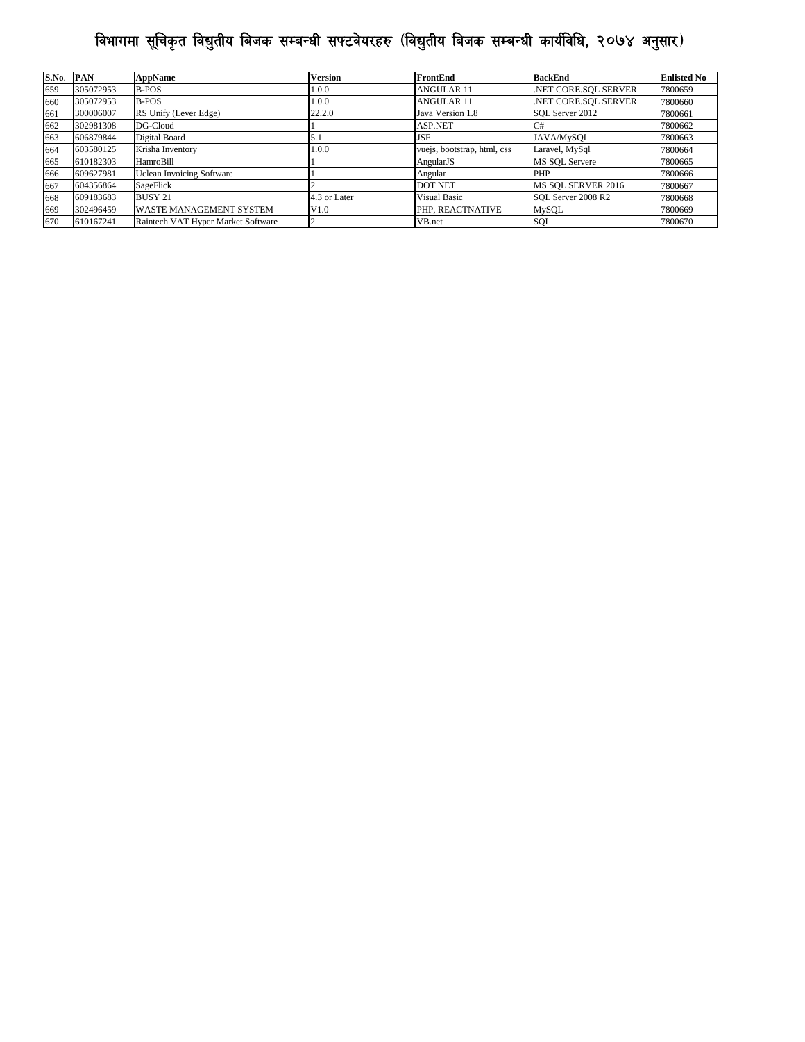# विभागमा सूचिकृत विद्युतीय बिजक सम्बन्धी सफ्टवेयरहरु (विद्युतीय बिजक सम्बन्धी कार्यविधि, २०७४ अनुसार)

| S.No. | PAN | AppName | Version | FrontEnd | BackEnd | Enlisted No |
|---|---|---|---|---|---|---|
| 659 | 305072953 | B-POS | 1.0.0 | ANGULAR 11 | .NET CORE.SQL SERVER | 7800659 |
| 660 | 305072953 | B-POS | 1.0.0 | ANGULAR 11 | .NET CORE.SQL SERVER | 7800660 |
| 661 | 300006007 | RS Unify (Lever Edge) | 22.2.0 | Java Version 1.8 | SQL Server 2012 | 7800661 |
| 662 | 302981308 | DG-Cloud | 1 | ASP.NET | C# | 7800662 |
| 663 | 606879844 | Digital Board | 5.1 | JSF | JAVA/MySQL | 7800663 |
| 664 | 603580125 | Krisha Inventory | 1.0.0 | vuejs, bootstrap, html, css | Laravel, MySql | 7800664 |
| 665 | 610182303 | HamroBill | 1 | AngularJS | MS SQL Servere | 7800665 |
| 666 | 609627981 | Uclean Invoicing Software | 1 | Angular | PHP | 7800666 |
| 667 | 604356864 | SageFlick | 2 | DOT NET | MS SQL SERVER 2016 | 7800667 |
| 668 | 609183683 | BUSY 21 | 4.3 or Later | Visual Basic | SQL Server 2008 R2 | 7800668 |
| 669 | 302496459 | WASTE MANAGEMENT SYSTEM | V1.0 | PHP, REACTNATIVE | MySQL | 7800669 |
| 670 | 610167241 | Raintech VAT Hyper Market Software | 2 | VB.net | SQL | 7800670 |